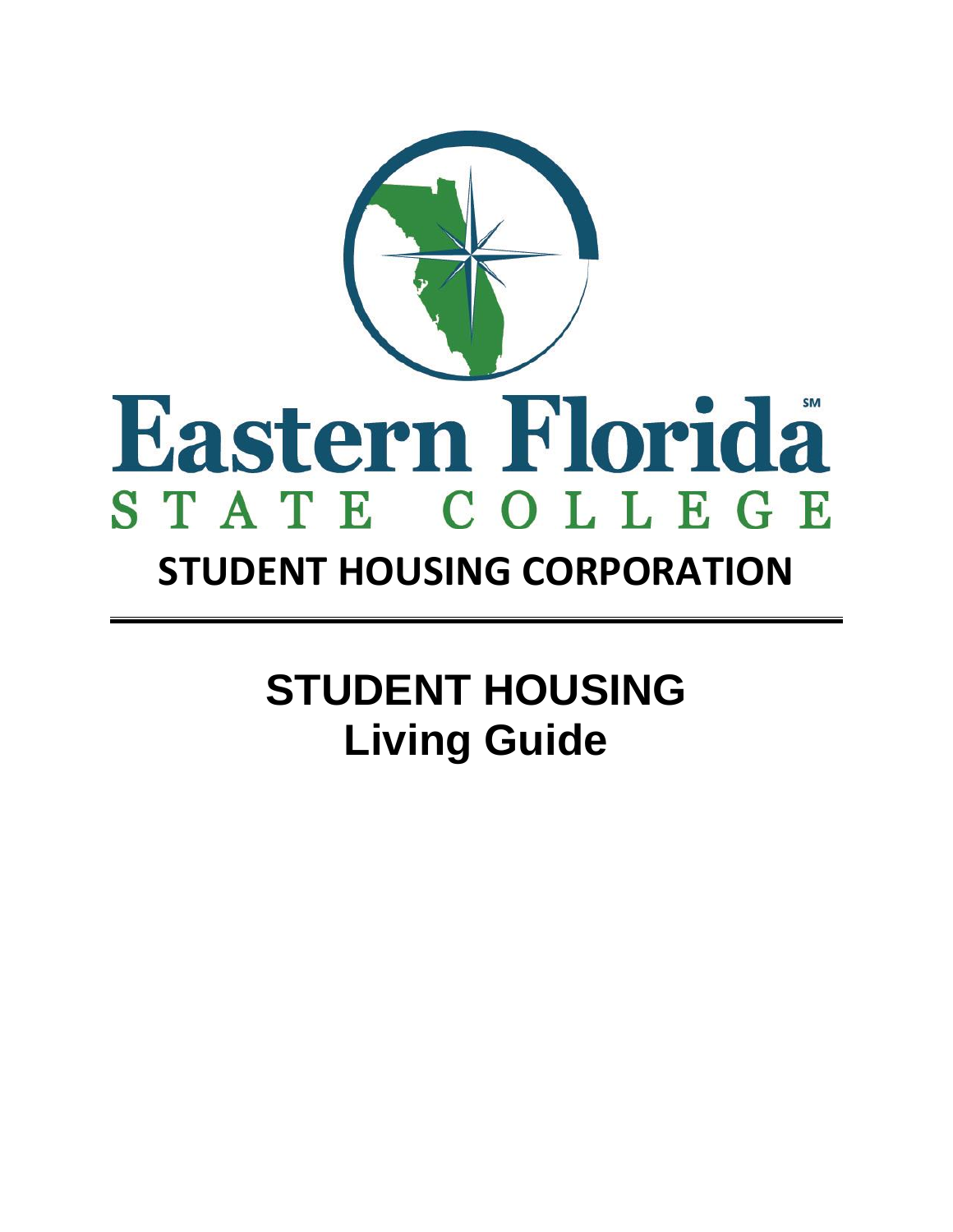# Eastern Florida State College

## STUDENT HOUSING CORPORATION

# STUDENT HOUSING Living Guide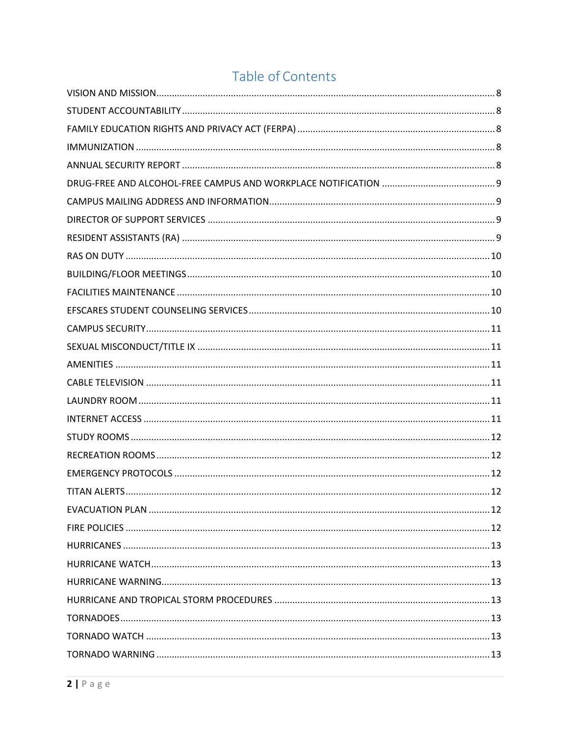# Table of Contents

VISION AND MISSION ..... 8
STUDENT ACCOUNTABILITY ..... 8
FAMILY EDUCATION RIGHTS AND PRIVACY ACT (FERPA) ..... 8
IMMUNIZATION ..... 8
ANNUAL SECURITY REPORT ..... 8
DRUG-FREE AND ALCOHOL-FREE CAMPUS AND WORKPLACE NOTIFICATION ..... 9
CAMPUS MAILING ADDRESS AND INFORMATION ..... 9
DIRECTOR OF SUPPORT SERVICES ..... 9
RESIDENT ASSISTANTS (RA) ..... 9
RAS ON DUTY ..... 10
BUILDING/FLOOR MEETINGS ..... 10
FACILITIES MAINTENANCE ..... 10
EFSCARES STUDENT COUNSELING SERVICES ..... 10
CAMPUS SECURITY ..... 11
SEXUAL MISCONDUCT/TITLE IX ..... 11
AMENITIES ..... 11
CABLE TELEVISION ..... 11
LAUNDRY ROOM ..... 11
INTERNET ACCESS ..... 11
STUDY ROOMS ..... 12
RECREATION ROOMS ..... 12
EMERGENCY PROTOCOLS ..... 12
TITAN ALERTS ..... 12
EVACUATION PLAN ..... 12
FIRE POLICIES ..... 12
HURRICANES ..... 13
HURRICANE WATCH ..... 13
HURRICANE WARNING ..... 13
HURRICANE AND TROPICAL STORM PROCEDURES ..... 13
TORNADOES ..... 13
TORNADO WATCH ..... 13
TORNADO WARNING ..... 13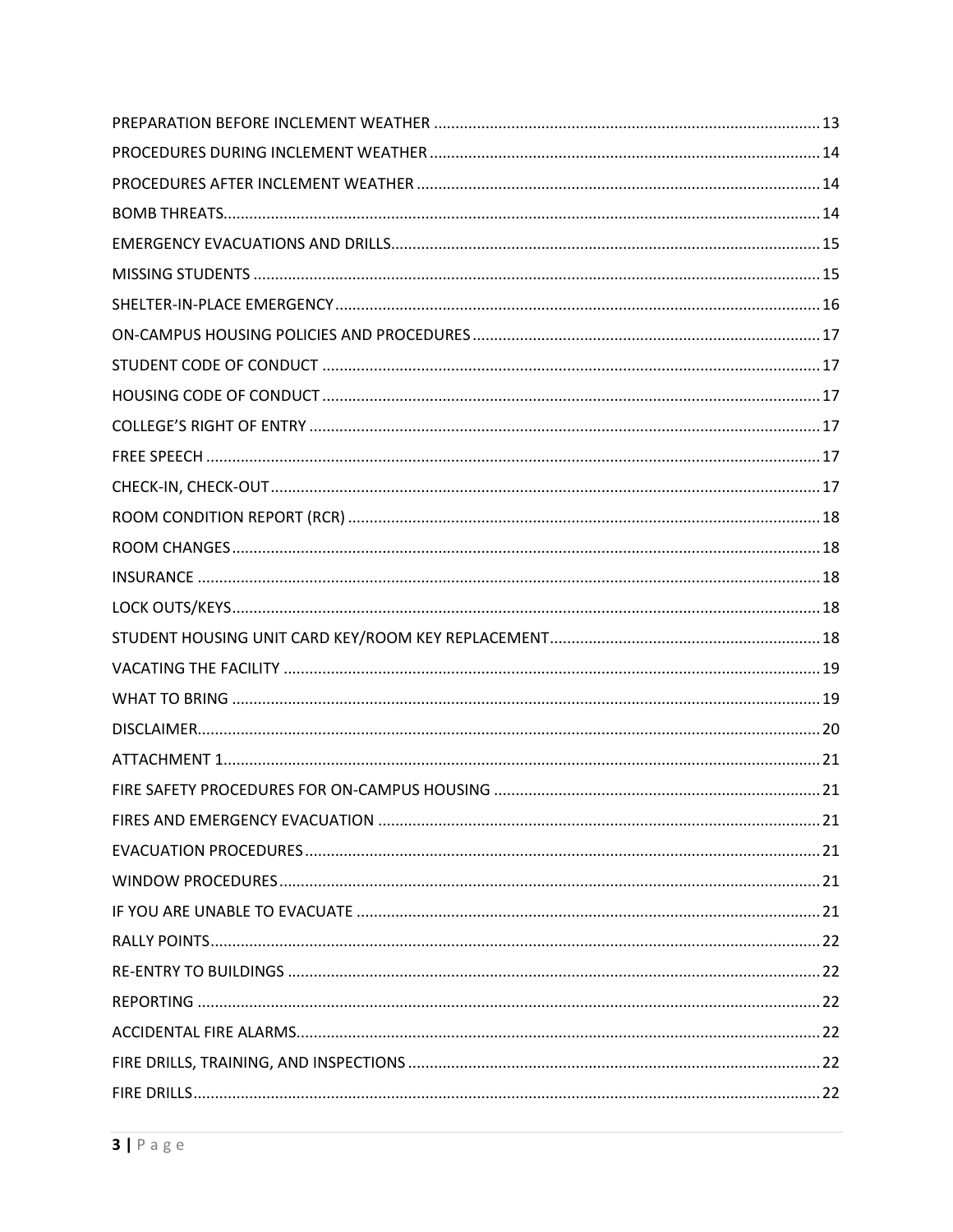PREPARATION BEFORE INCLEMENT WEATHER ........................................................................................ 13
PROCEDURES DURING INCLEMENT WEATHER ........................................................................................ 14
PROCEDURES AFTER INCLEMENT WEATHER ........................................................................................ 14
BOMB THREATS........................................................................................................................................ 14
EMERGENCY EVACUATIONS AND DRILLS.................................................................................................. 15
MISSING STUDENTS .................................................................................................................................. 15
SHELTER-IN-PLACE EMERGENCY ............................................................................................................... 16
ON-CAMPUS HOUSING POLICIES AND PROCEDURES ............................................................................... 17
STUDENT CODE OF CONDUCT .................................................................................................................. 17
HOUSING CODE OF CONDUCT .................................................................................................................. 17
COLLEGE'S RIGHT OF ENTRY ..................................................................................................................... 17
FREE SPEECH ............................................................................................................................................. 17
CHECK-IN, CHECK-OUT.............................................................................................................................. 17
ROOM CONDITION REPORT (RCR) ............................................................................................................ 18
ROOM CHANGES ....................................................................................................................................... 18
INSURANCE ............................................................................................................................................... 18
LOCK OUTS/KEYS....................................................................................................................................... 18
STUDENT HOUSING UNIT CARD KEY/ROOM KEY REPLACEMENT .............................................................. 18
VACATING THE FACILITY ........................................................................................................................... 19
WHAT TO BRING ....................................................................................................................................... 19
DISCLAIMER............................................................................................................................................... 20
ATTACHMENT 1......................................................................................................................................... 21
FIRE SAFETY PROCEDURES FOR ON-CAMPUS HOUSING ........................................................................... 21
FIRES AND EMERGENCY EVACUATION ..................................................................................................... 21
EVACUATION PROCEDURES ...................................................................................................................... 21
WINDOW PROCEDURES ............................................................................................................................ 21
IF YOU ARE UNABLE TO EVACUATE .......................................................................................................... 21
RALLY POINTS............................................................................................................................................ 22
RE-ENTRY TO BUILDINGS .......................................................................................................................... 22
REPORTING ............................................................................................................................................... 22
ACCIDENTAL FIRE ALARMS........................................................................................................................ 22
FIRE DRILLS, TRAINING, AND INSPECTIONS .............................................................................................. 22
FIRE DRILLS................................................................................................................................................ 22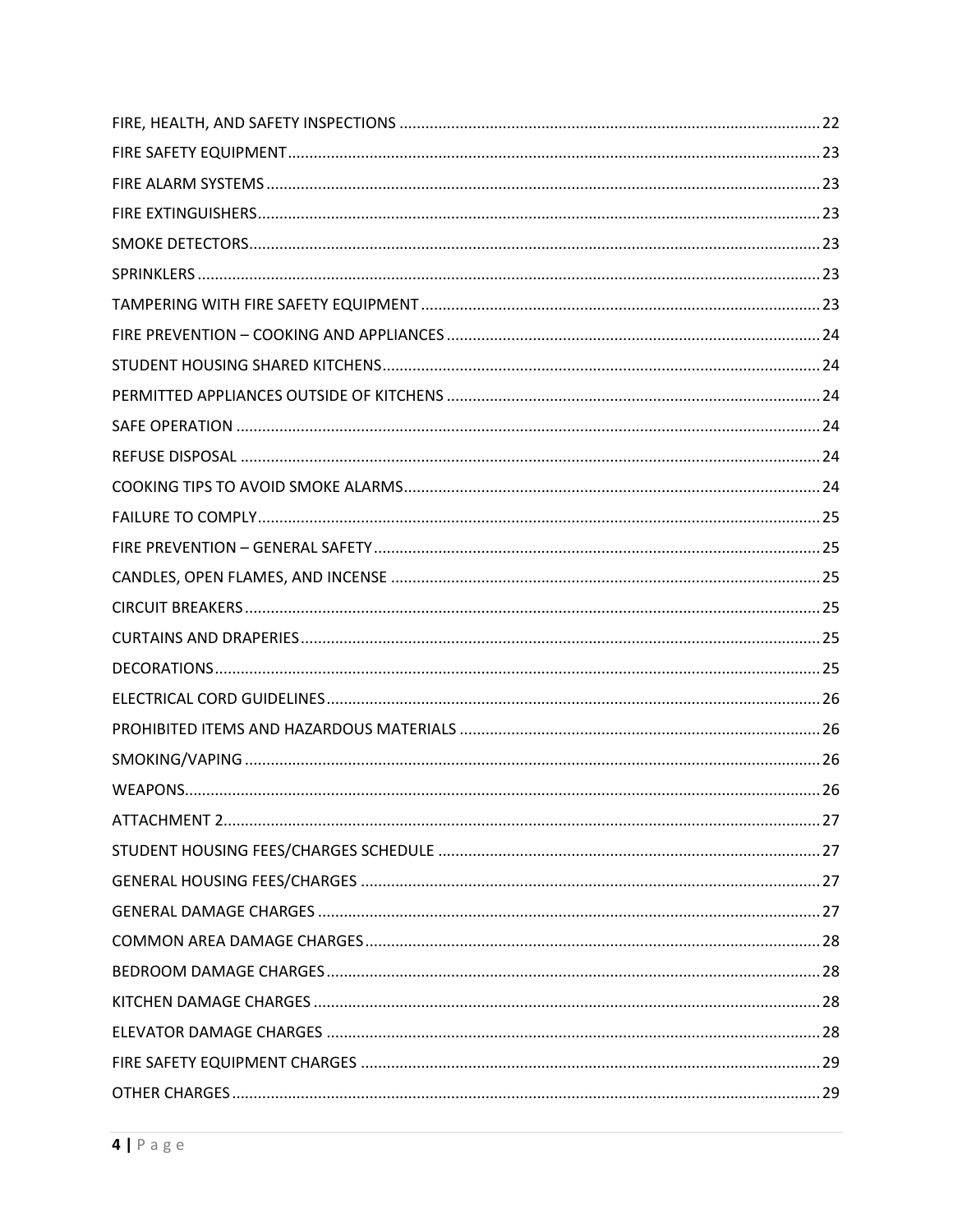FIRE, HEALTH, AND SAFETY INSPECTIONS ..... 22
FIRE SAFETY EQUIPMENT ..... 23
FIRE ALARM SYSTEMS ..... 23
FIRE EXTINGUISHERS ..... 23
SMOKE DETECTORS ..... 23
SPRINKLERS ..... 23
TAMPERING WITH FIRE SAFETY EQUIPMENT ..... 23
FIRE PREVENTION – COOKING AND APPLIANCES ..... 24
STUDENT HOUSING SHARED KITCHENS ..... 24
PERMITTED APPLIANCES OUTSIDE OF KITCHENS ..... 24
SAFE OPERATION ..... 24
REFUSE DISPOSAL ..... 24
COOKING TIPS TO AVOID SMOKE ALARMS ..... 24
FAILURE TO COMPLY ..... 25
FIRE PREVENTION – GENERAL SAFETY ..... 25
CANDLES, OPEN FLAMES, AND INCENSE ..... 25
CIRCUIT BREAKERS ..... 25
CURTAINS AND DRAPERIES ..... 25
DECORATIONS ..... 25
ELECTRICAL CORD GUIDELINES ..... 26
PROHIBITED ITEMS AND HAZARDOUS MATERIALS ..... 26
SMOKING/VAPING ..... 26
WEAPONS ..... 26
ATTACHMENT 2 ..... 27
STUDENT HOUSING FEES/CHARGES SCHEDULE ..... 27
GENERAL HOUSING FEES/CHARGES ..... 27
GENERAL DAMAGE CHARGES ..... 27
COMMON AREA DAMAGE CHARGES ..... 28
BEDROOM DAMAGE CHARGES ..... 28
KITCHEN DAMAGE CHARGES ..... 28
ELEVATOR DAMAGE CHARGES ..... 28
FIRE SAFETY EQUIPMENT CHARGES ..... 29
OTHER CHARGES ..... 29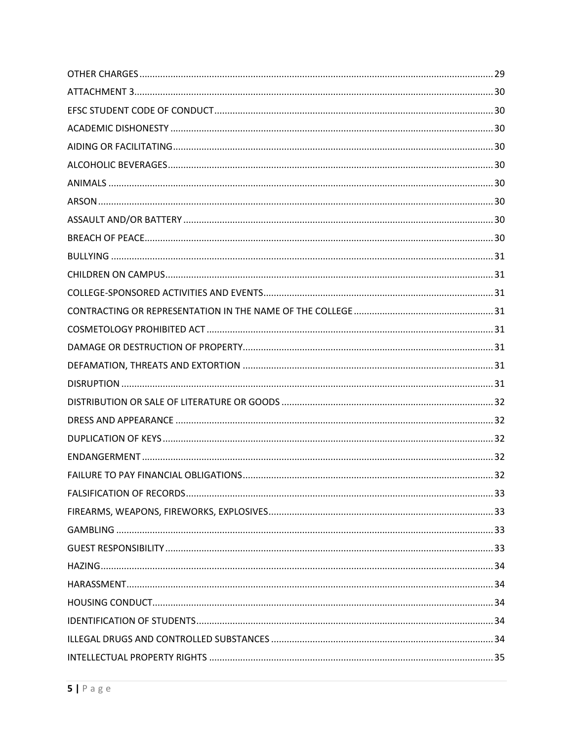OTHER CHARGES ............................................................. 29
ATTACHMENT 3 ............................................................. 30
EFSC STUDENT CODE OF CONDUCT ............................................................. 30
ACADEMIC DISHONESTY ............................................................. 30
AIDING OR FACILITATING ............................................................. 30
ALCOHOLIC BEVERAGES ............................................................. 30
ANIMALS ............................................................. 30
ARSON ............................................................. 30
ASSAULT AND/OR BATTERY ............................................................. 30
BREACH OF PEACE ............................................................. 30
BULLYING ............................................................. 31
CHILDREN ON CAMPUS ............................................................. 31
COLLEGE-SPONSORED ACTIVITIES AND EVENTS ............................................................. 31
CONTRACTING OR REPRESENTATION IN THE NAME OF THE COLLEGE ............................................................. 31
COSMETOLOGY PROHIBITED ACT ............................................................. 31
DAMAGE OR DESTRUCTION OF PROPERTY ............................................................. 31
DEFAMATION, THREATS AND EXTORTION ............................................................. 31
DISRUPTION ............................................................. 31
DISTRIBUTION OR SALE OF LITERATURE OR GOODS ............................................................. 32
DRESS AND APPEARANCE ............................................................. 32
DUPLICATION OF KEYS ............................................................. 32
ENDANGERMENT ............................................................. 32
FAILURE TO PAY FINANCIAL OBLIGATIONS ............................................................. 32
FALSIFICATION OF RECORDS ............................................................. 33
FIREARMS, WEAPONS, FIREWORKS, EXPLOSIVES ............................................................. 33
GAMBLING ............................................................. 33
GUEST RESPONSIBILITY ............................................................. 33
HAZING ............................................................. 34
HARASSMENT ............................................................. 34
HOUSING CONDUCT ............................................................. 34
IDENTIFICATION OF STUDENTS ............................................................. 34
ILLEGAL DRUGS AND CONTROLLED SUBSTANCES ............................................................. 34
INTELLECTUAL PROPERTY RIGHTS ............................................................. 35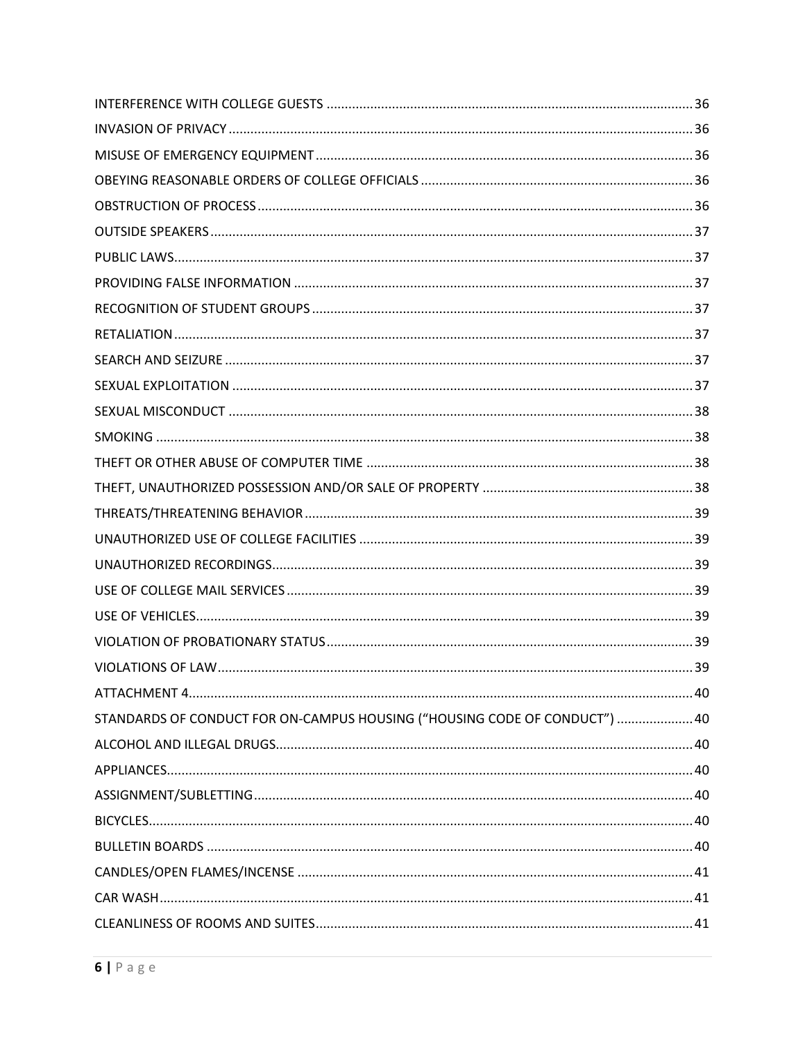INTERFERENCE WITH COLLEGE GUESTS ....................................................................................................36
INVASION OF PRIVACY ..............................................................................................................................36
MISUSE OF EMERGENCY EQUIPMENT ......................................................................................................36
OBEYING REASONABLE ORDERS OF COLLEGE OFFICIALS ..........................................................................36
OBSTRUCTION OF PROCESS ......................................................................................................................36
OUTSIDE SPEAKERS ...................................................................................................................................37
PUBLIC LAWS .............................................................................................................................................37
PROVIDING FALSE INFORMATION ............................................................................................................37
RECOGNITION OF STUDENT GROUPS .......................................................................................................37
RETALIATION .............................................................................................................................................37
SEARCH AND SEIZURE ...............................................................................................................................37
SEXUAL EXPLOITATION .............................................................................................................................37
SEXUAL MISCONDUCT ..............................................................................................................................38
SMOKING ..................................................................................................................................................38
THEFT OR OTHER ABUSE OF COMPUTER TIME .........................................................................................38
THEFT, UNAUTHORIZED POSSESSION AND/OR SALE OF PROPERTY .........................................................38
THREATS/THREATENING BEHAVIOR .........................................................................................................39
UNAUTHORIZED USE OF COLLEGE FACILITIES ...........................................................................................39
UNAUTHORIZED RECORDINGS..................................................................................................................39
USE OF COLLEGE MAIL SERVICES ..............................................................................................................39
USE OF VEHICLES.......................................................................................................................................39
VIOLATION OF PROBATIONARY STATUS ...................................................................................................39
VIOLATIONS OF LAW .................................................................................................................................39
ATTACHMENT 4.........................................................................................................................................40
STANDARDS OF CONDUCT FOR ON-CAMPUS HOUSING ("HOUSING CODE OF CONDUCT") ....................40
ALCOHOL AND ILLEGAL DRUGS.................................................................................................................40
APPLIANCES...............................................................................................................................................40
ASSIGNMENT/SUBLETTING .......................................................................................................................40
BICYCLES....................................................................................................................................................40
BULLETIN BOARDS ....................................................................................................................................40
CANDLES/OPEN FLAMES/INCENSE ...........................................................................................................41
CAR WASH.................................................................................................................................................41
CLEANLINESS OF ROOMS AND SUITES ......................................................................................................41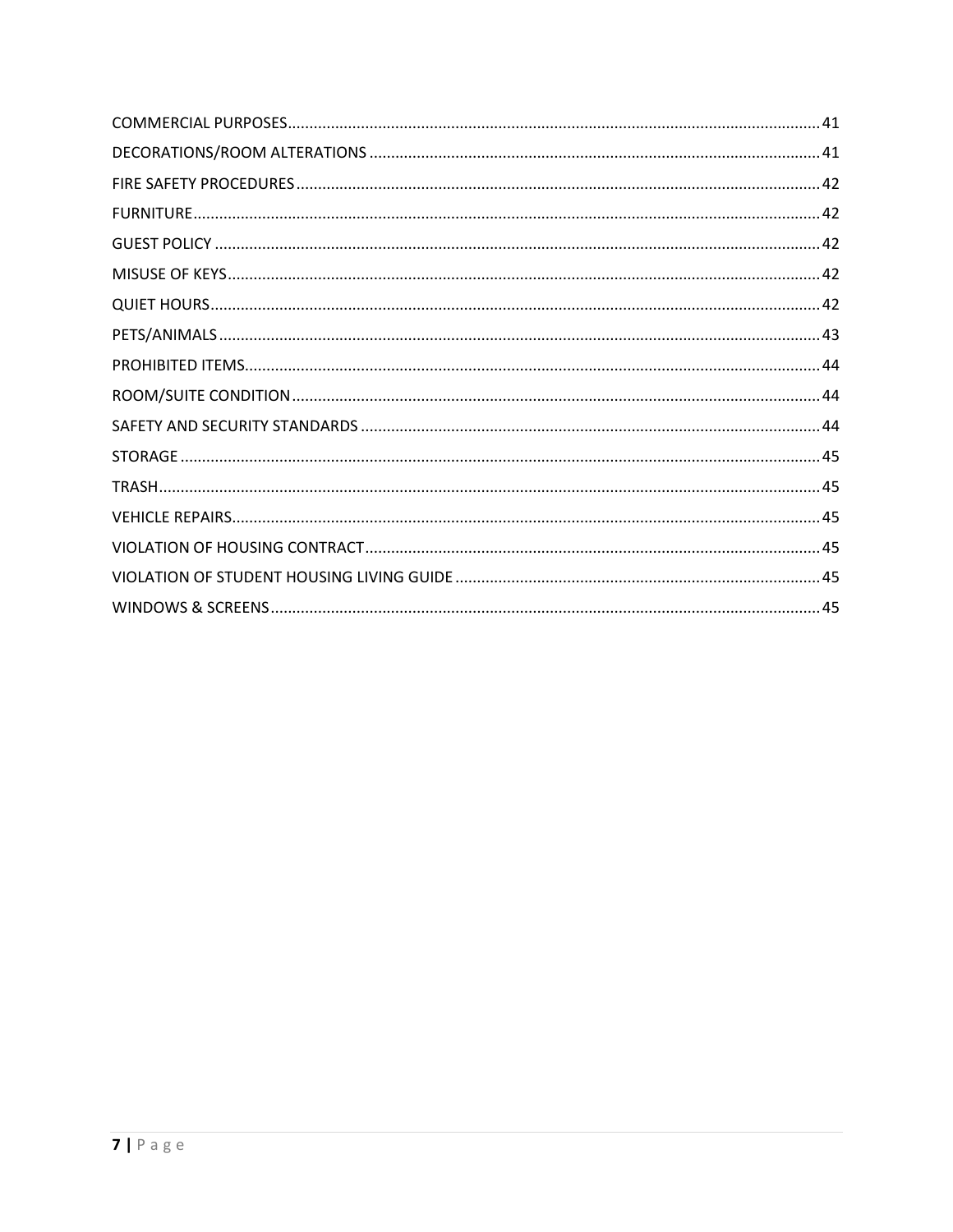COMMERCIAL PURPOSES.......................................................................................................................... 41
DECORATIONS/ROOM ALTERATIONS ....................................................................................................... 41
FIRE SAFETY PROCEDURES ........................................................................................................................ 42
FURNITURE ................................................................................................................................................ 42
GUEST POLICY ........................................................................................................................................... 42
MISUSE OF KEYS ........................................................................................................................................ 42
QUIET HOURS ............................................................................................................................................ 42
PETS/ANIMALS .......................................................................................................................................... 43
PROHIBITED ITEMS.................................................................................................................................... 44
ROOM/SUITE CONDITION .......................................................................................................................... 44
SAFETY AND SECURITY STANDARDS ......................................................................................................... 44
STORAGE ................................................................................................................................................... 45
TRASH........................................................................................................................................................ 45
VEHICLE REPAIRS....................................................................................................................................... 45
VIOLATION OF HOUSING CONTRACT ......................................................................................................... 45
VIOLATION OF STUDENT HOUSING LIVING GUIDE .................................................................................... 45
WINDOWS & SCREENS .............................................................................................................................. 45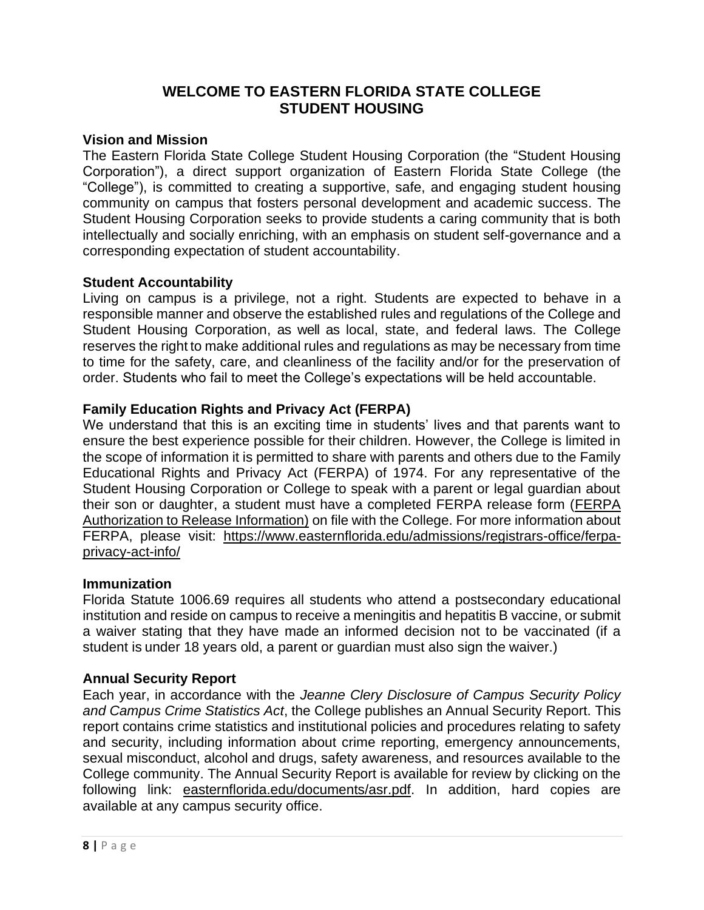# WELCOME TO EASTERN FLORIDA STATE COLLEGE STUDENT HOUSING

## Vision and Mission

The Eastern Florida State College Student Housing Corporation (the "Student Housing Corporation"), a direct support organization of Eastern Florida State College (the "College"), is committed to creating a supportive, safe, and engaging student housing community on campus that fosters personal development and academic success. The Student Housing Corporation seeks to provide students a caring community that is both intellectually and socially enriching, with an emphasis on student self-governance and a corresponding expectation of student accountability.

## Student Accountability

Living on campus is a privilege, not a right. Students are expected to behave in a responsible manner and observe the established rules and regulations of the College and Student Housing Corporation, as well as local, state, and federal laws. The College reserves the right to make additional rules and regulations as may be necessary from time to time for the safety, care, and cleanliness of the facility and/or for the preservation of order. Students who fail to meet the College's expectations will be held accountable.

## Family Education Rights and Privacy Act (FERPA)

We understand that this is an exciting time in students' lives and that parents want to ensure the best experience possible for their children. However, the College is limited in the scope of information it is permitted to share with parents and others due to the Family Educational Rights and Privacy Act (FERPA) of 1974. For any representative of the Student Housing Corporation or College to speak with a parent or legal guardian about their son or daughter, a student must have a completed FERPA release form (FERPA Authorization to Release Information) on file with the College. For more information about FERPA, please visit: https://www.easternflorida.edu/admissions/registrars-office/ferpa-privacy-act-info/

## Immunization

Florida Statute 1006.69 requires all students who attend a postsecondary educational institution and reside on campus to receive a meningitis and hepatitis B vaccine, or submit a waiver stating that they have made an informed decision not to be vaccinated (if a student is under 18 years old, a parent or guardian must also sign the waiver.)

## Annual Security Report

Each year, in accordance with the *Jeanne Clery Disclosure of Campus Security Policy and Campus Crime Statistics Act*, the College publishes an Annual Security Report. This report contains crime statistics and institutional policies and procedures relating to safety and security, including information about crime reporting, emergency announcements, sexual misconduct, alcohol and drugs, safety awareness, and resources available to the College community. The Annual Security Report is available for review by clicking on the following link: easternflorida.edu/documents/asr.pdf. In addition, hard copies are available at any campus security office.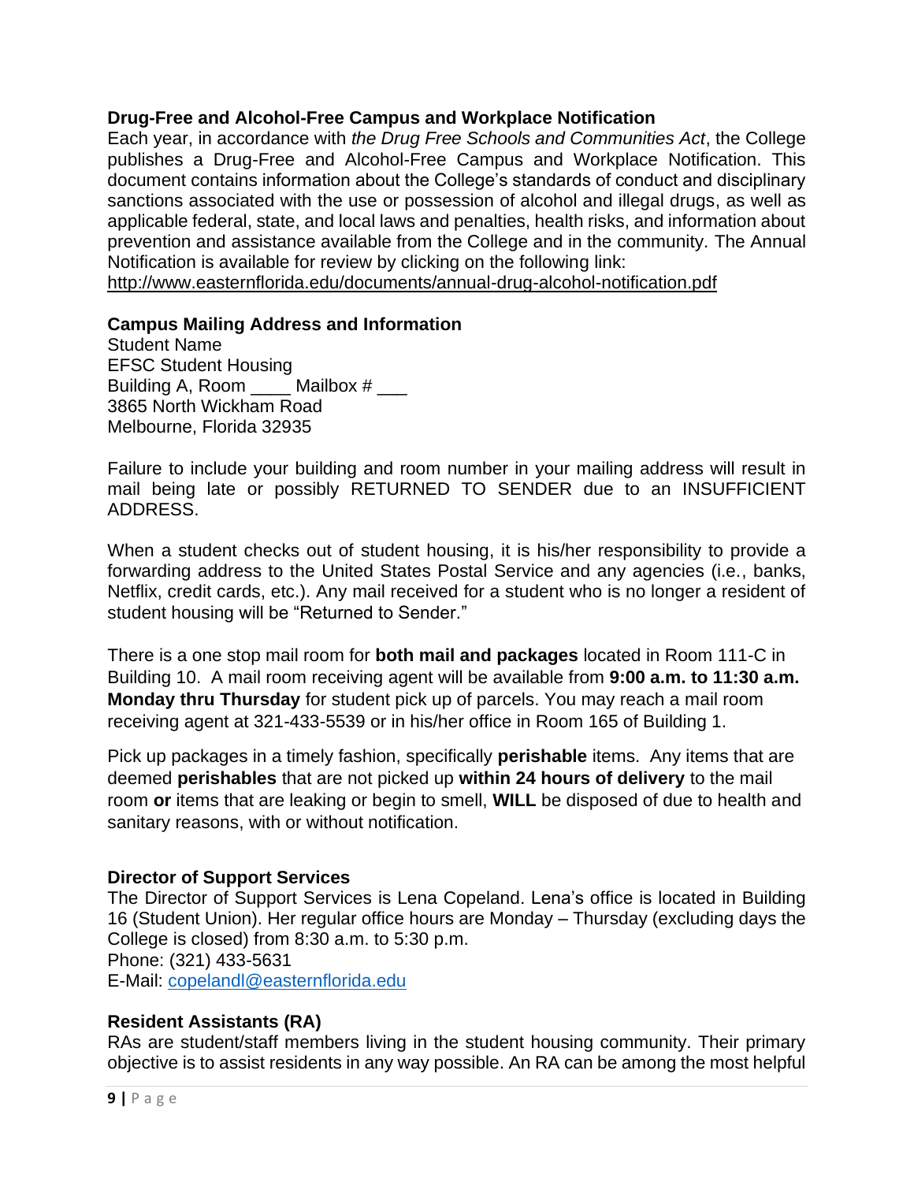### Drug-Free and Alcohol-Free Campus and Workplace Notification

Each year, in accordance with *the Drug Free Schools and Communities Act*, the College publishes a Drug-Free and Alcohol-Free Campus and Workplace Notification. This document contains information about the College's standards of conduct and disciplinary sanctions associated with the use or possession of alcohol and illegal drugs, as well as applicable federal, state, and local laws and penalties, health risks, and information about prevention and assistance available from the College and in the community. The Annual Notification is available for review by clicking on the following link:
http://www.easternflorida.edu/documents/annual-drug-alcohol-notification.pdf

### Campus Mailing Address and Information

Student Name
EFSC Student Housing
Building A, Room ____ Mailbox # ___
3865 North Wickham Road
Melbourne, Florida 32935

Failure to include your building and room number in your mailing address will result in mail being late or possibly RETURNED TO SENDER due to an INSUFFICIENT ADDRESS.

When a student checks out of student housing, it is his/her responsibility to provide a forwarding address to the United States Postal Service and any agencies (i.e., banks, Netflix, credit cards, etc.). Any mail received for a student who is no longer a resident of student housing will be "Returned to Sender."

There is a one stop mail room for **both mail and packages** located in Room 111-C in Building 10. A mail room receiving agent will be available from **9:00 a.m. to 11:30 a.m. Monday thru Thursday** for student pick up of parcels. You may reach a mail room receiving agent at 321-433-5539 or in his/her office in Room 165 of Building 1.

Pick up packages in a timely fashion, specifically **perishable** items. Any items that are deemed **perishables** that are not picked up **within 24 hours of delivery** to the mail room **or** items that are leaking or begin to smell, **WILL** be disposed of due to health and sanitary reasons, with or without notification.

### Director of Support Services

The Director of Support Services is Lena Copeland. Lena's office is located in Building 16 (Student Union). Her regular office hours are Monday – Thursday (excluding days the College is closed) from 8:30 a.m. to 5:30 p.m.
Phone: (321) 433-5631
E-Mail: copelandl@easternflorida.edu

### Resident Assistants (RA)

RAs are student/staff members living in the student housing community. Their primary objective is to assist residents in any way possible. An RA can be among the most helpful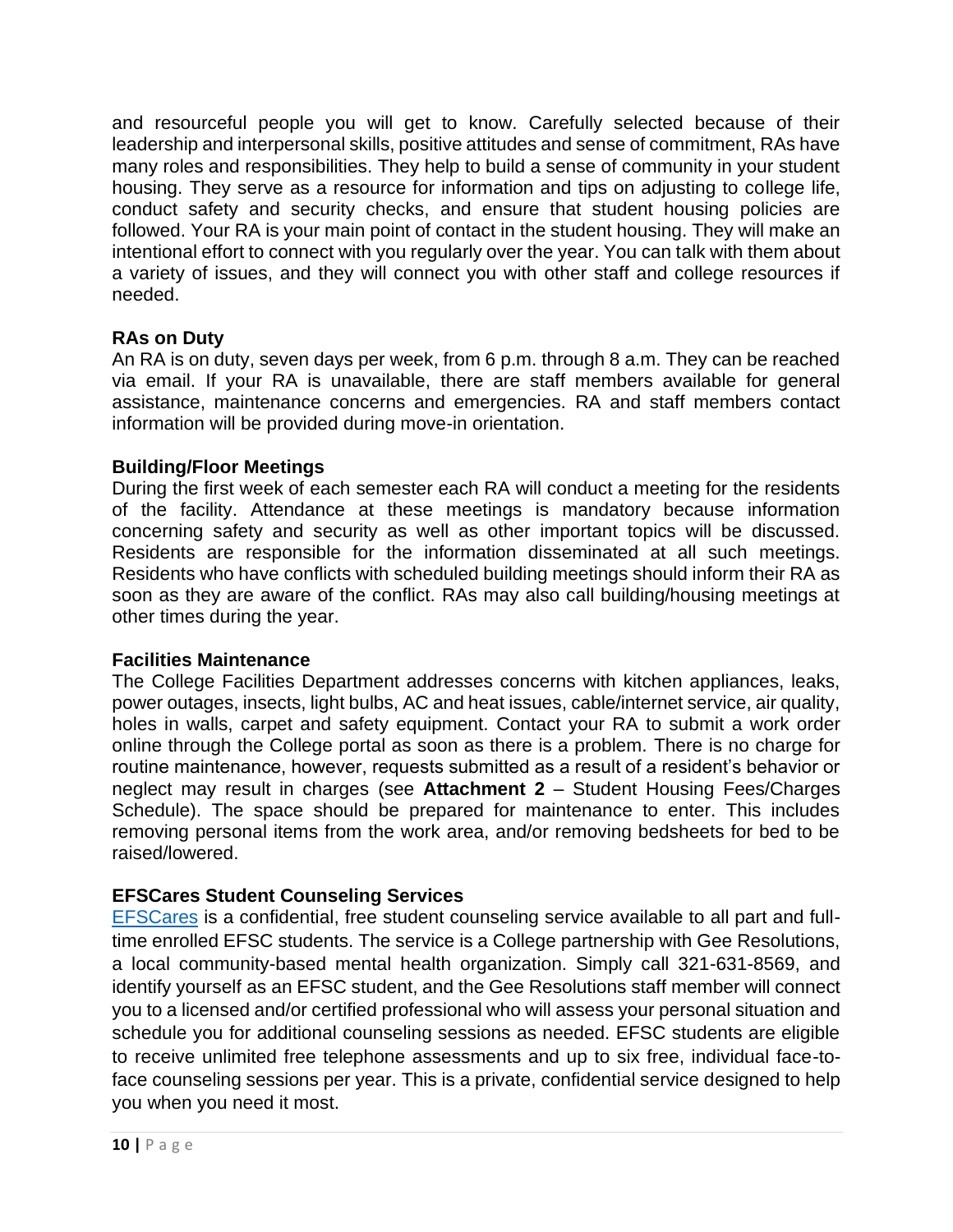and resourceful people you will get to know. Carefully selected because of their leadership and interpersonal skills, positive attitudes and sense of commitment, RAs have many roles and responsibilities. They help to build a sense of community in your student housing. They serve as a resource for information and tips on adjusting to college life, conduct safety and security checks, and ensure that student housing policies are followed. Your RA is your main point of contact in the student housing. They will make an intentional effort to connect with you regularly over the year. You can talk with them about a variety of issues, and they will connect you with other staff and college resources if needed.

**RAs on Duty**

An RA is on duty, seven days per week, from 6 p.m. through 8 a.m. They can be reached via email. If your RA is unavailable, there are staff members available for general assistance, maintenance concerns and emergencies. RA and staff members contact information will be provided during move-in orientation.

**Building/Floor Meetings**

During the first week of each semester each RA will conduct a meeting for the residents of the facility. Attendance at these meetings is mandatory because information concerning safety and security as well as other important topics will be discussed. Residents are responsible for the information disseminated at all such meetings. Residents who have conflicts with scheduled building meetings should inform their RA as soon as they are aware of the conflict. RAs may also call building/housing meetings at other times during the year.

**Facilities Maintenance**

The College Facilities Department addresses concerns with kitchen appliances, leaks, power outages, insects, light bulbs, AC and heat issues, cable/internet service, air quality, holes in walls, carpet and safety equipment. Contact your RA to submit a work order online through the College portal as soon as there is a problem. There is no charge for routine maintenance, however, requests submitted as a result of a resident's behavior or neglect may result in charges (see **Attachment 2** – Student Housing Fees/Charges Schedule). The space should be prepared for maintenance to enter. This includes removing personal items from the work area, and/or removing bedsheets for bed to be raised/lowered.

**EFSCares Student Counseling Services**

EFSCares is a confidential, free student counseling service available to all part and full-time enrolled EFSC students. The service is a College partnership with Gee Resolutions, a local community-based mental health organization. Simply call 321-631-8569, and identify yourself as an EFSC student, and the Gee Resolutions staff member will connect you to a licensed and/or certified professional who will assess your personal situation and schedule you for additional counseling sessions as needed. EFSC students are eligible to receive unlimited free telephone assessments and up to six free, individual face-to-face counseling sessions per year. This is a private, confidential service designed to help you when you need it most.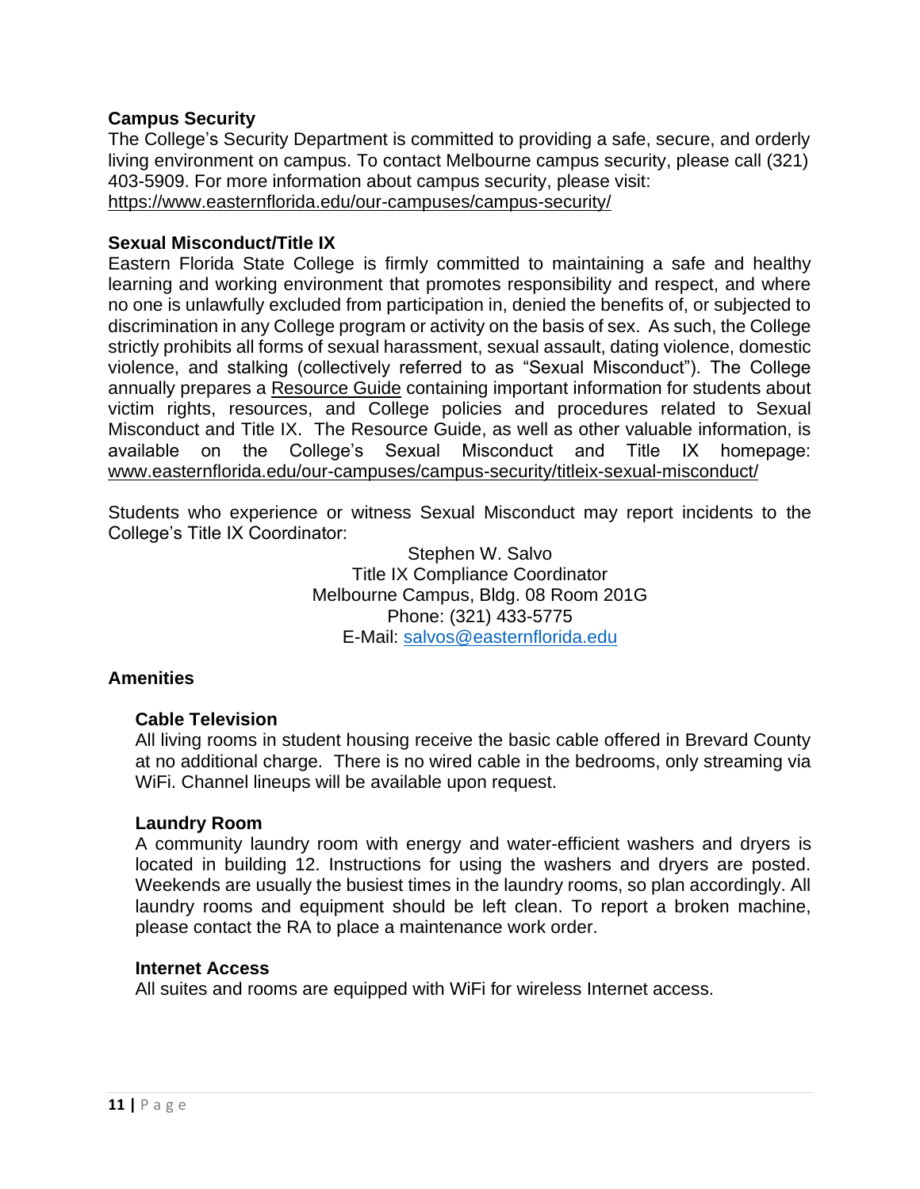## Campus Security

The College's Security Department is committed to providing a safe, secure, and orderly living environment on campus. To contact Melbourne campus security, please call (321) 403-5909. For more information about campus security, please visit: https://www.easternflorida.edu/our-campuses/campus-security/

## Sexual Misconduct/Title IX

Eastern Florida State College is firmly committed to maintaining a safe and healthy learning and working environment that promotes responsibility and respect, and where no one is unlawfully excluded from participation in, denied the benefits of, or subjected to discrimination in any College program or activity on the basis of sex. As such, the College strictly prohibits all forms of sexual harassment, sexual assault, dating violence, domestic violence, and stalking (collectively referred to as "Sexual Misconduct"). The College annually prepares a Resource Guide containing important information for students about victim rights, resources, and College policies and procedures related to Sexual Misconduct and Title IX. The Resource Guide, as well as other valuable information, is available on the College's Sexual Misconduct and Title IX homepage: www.easternflorida.edu/our-campuses/campus-security/titleix-sexual-misconduct/

Students who experience or witness Sexual Misconduct may report incidents to the College's Title IX Coordinator:

Stephen W. Salvo
Title IX Compliance Coordinator
Melbourne Campus, Bldg. 08 Room 201G
Phone: (321) 433-5775
E-Mail: salvos@easternflorida.edu

## Amenities

### Cable Television

All living rooms in student housing receive the basic cable offered in Brevard County at no additional charge. There is no wired cable in the bedrooms, only streaming via WiFi. Channel lineups will be available upon request.

### Laundry Room

A community laundry room with energy and water-efficient washers and dryers is located in building 12. Instructions for using the washers and dryers are posted. Weekends are usually the busiest times in the laundry rooms, so plan accordingly. All laundry rooms and equipment should be left clean. To report a broken machine, please contact the RA to place a maintenance work order.

### Internet Access

All suites and rooms are equipped with WiFi for wireless Internet access.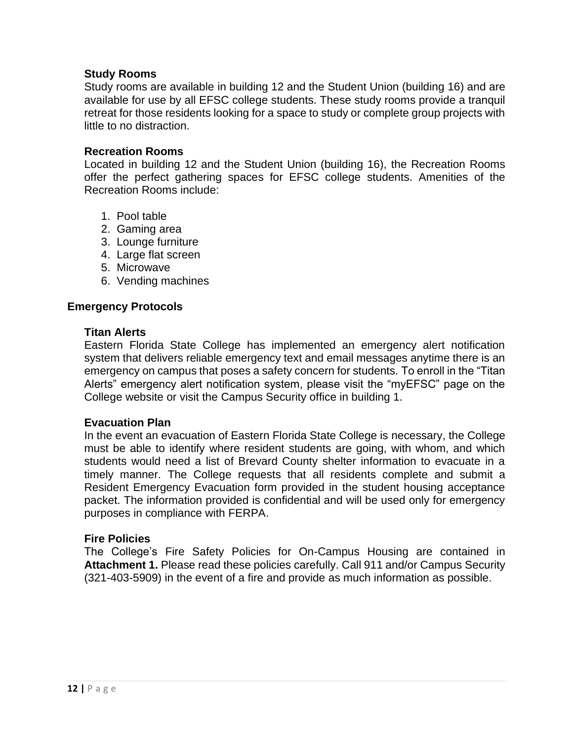### Study Rooms

Study rooms are available in building 12 and the Student Union (building 16) and are available for use by all EFSC college students. These study rooms provide a tranquil retreat for those residents looking for a space to study or complete group projects with little to no distraction.

### Recreation Rooms

Located in building 12 and the Student Union (building 16), the Recreation Rooms offer the perfect gathering spaces for EFSC college students. Amenities of the Recreation Rooms include:

1. Pool table
2. Gaming area
3. Lounge furniture
4. Large flat screen
5. Microwave
6. Vending machines

## Emergency Protocols

### Titan Alerts

Eastern Florida State College has implemented an emergency alert notification system that delivers reliable emergency text and email messages anytime there is an emergency on campus that poses a safety concern for students. To enroll in the "Titan Alerts" emergency alert notification system, please visit the "myEFSC" page on the College website or visit the Campus Security office in building 1.

### Evacuation Plan

In the event an evacuation of Eastern Florida State College is necessary, the College must be able to identify where resident students are going, with whom, and which students would need a list of Brevard County shelter information to evacuate in a timely manner. The College requests that all residents complete and submit a Resident Emergency Evacuation form provided in the student housing acceptance packet. The information provided is confidential and will be used only for emergency purposes in compliance with FERPA.

### Fire Policies

The College's Fire Safety Policies for On-Campus Housing are contained in **Attachment 1.** Please read these policies carefully. Call 911 and/or Campus Security (321-403-5909) in the event of a fire and provide as much information as possible.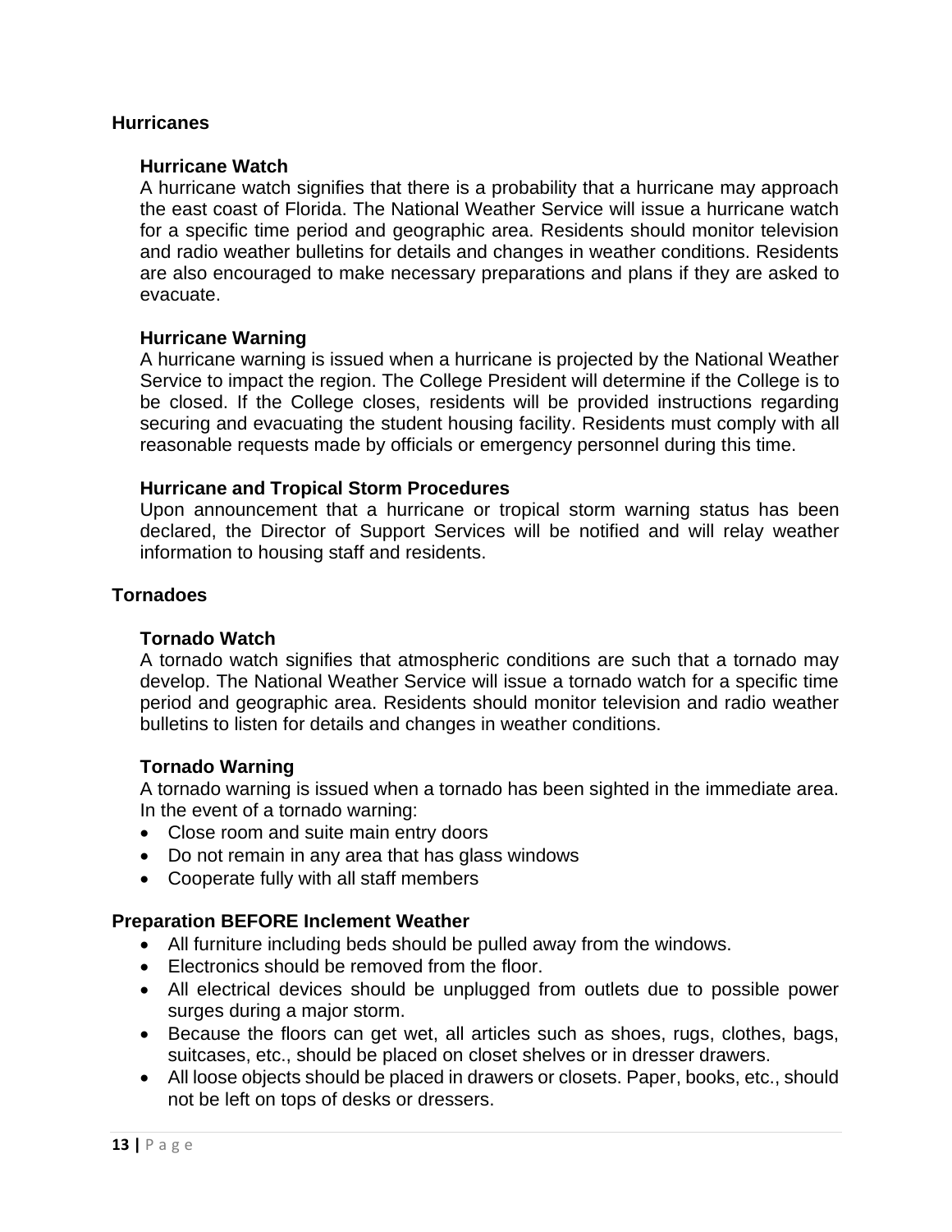## Hurricanes

### Hurricane Watch

A hurricane watch signifies that there is a probability that a hurricane may approach the east coast of Florida. The National Weather Service will issue a hurricane watch for a specific time period and geographic area. Residents should monitor television and radio weather bulletins for details and changes in weather conditions. Residents are also encouraged to make necessary preparations and plans if they are asked to evacuate.

### Hurricane Warning

A hurricane warning is issued when a hurricane is projected by the National Weather Service to impact the region. The College President will determine if the College is to be closed. If the College closes, residents will be provided instructions regarding securing and evacuating the student housing facility. Residents must comply with all reasonable requests made by officials or emergency personnel during this time.

### Hurricane and Tropical Storm Procedures

Upon announcement that a hurricane or tropical storm warning status has been declared, the Director of Support Services will be notified and will relay weather information to housing staff and residents.

## Tornadoes

### Tornado Watch

A tornado watch signifies that atmospheric conditions are such that a tornado may develop. The National Weather Service will issue a tornado watch for a specific time period and geographic area. Residents should monitor television and radio weather bulletins to listen for details and changes in weather conditions.

### Tornado Warning

A tornado warning is issued when a tornado has been sighted in the immediate area. In the event of a tornado warning:

- Close room and suite main entry doors
- Do not remain in any area that has glass windows
- Cooperate fully with all staff members

## Preparation BEFORE Inclement Weather

- All furniture including beds should be pulled away from the windows.
- Electronics should be removed from the floor.
- All electrical devices should be unplugged from outlets due to possible power surges during a major storm.
- Because the floors can get wet, all articles such as shoes, rugs, clothes, bags, suitcases, etc., should be placed on closet shelves or in dresser drawers.
- All loose objects should be placed in drawers or closets. Paper, books, etc., should not be left on tops of desks or dressers.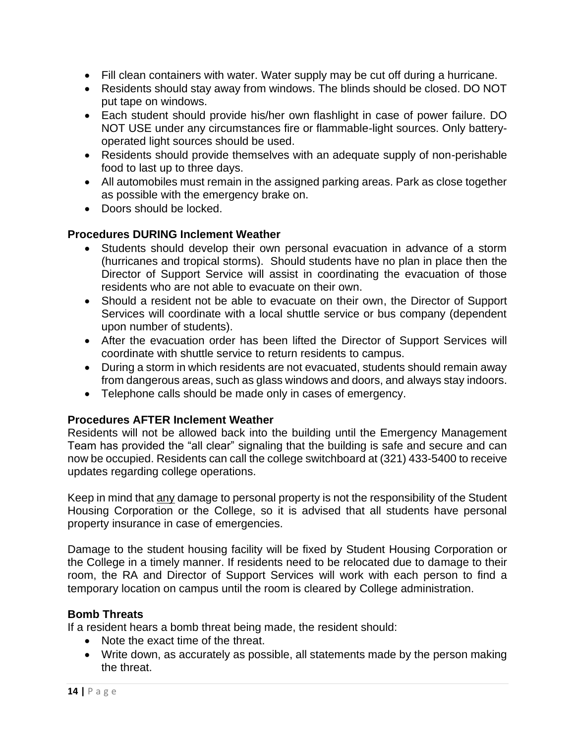- Fill clean containers with water. Water supply may be cut off during a hurricane.
- Residents should stay away from windows. The blinds should be closed. DO NOT put tape on windows.
- Each student should provide his/her own flashlight in case of power failure. DO NOT USE under any circumstances fire or flammable-light sources. Only battery-operated light sources should be used.
- Residents should provide themselves with an adequate supply of non-perishable food to last up to three days.
- All automobiles must remain in the assigned parking areas. Park as close together as possible with the emergency brake on.
- Doors should be locked.

**Procedures DURING Inclement Weather**

- Students should develop their own personal evacuation in advance of a storm (hurricanes and tropical storms). Should students have no plan in place then the Director of Support Service will assist in coordinating the evacuation of those residents who are not able to evacuate on their own.
- Should a resident not be able to evacuate on their own, the Director of Support Services will coordinate with a local shuttle service or bus company (dependent upon number of students).
- After the evacuation order has been lifted the Director of Support Services will coordinate with shuttle service to return residents to campus.
- During a storm in which residents are not evacuated, students should remain away from dangerous areas, such as glass windows and doors, and always stay indoors.
- Telephone calls should be made only in cases of emergency.

**Procedures AFTER Inclement Weather**

Residents will not be allowed back into the building until the Emergency Management Team has provided the "all clear" signaling that the building is safe and secure and can now be occupied. Residents can call the college switchboard at (321) 433-5400 to receive updates regarding college operations.

Keep in mind that <u>any</u> damage to personal property is not the responsibility of the Student Housing Corporation or the College, so it is advised that all students have personal property insurance in case of emergencies.

Damage to the student housing facility will be fixed by Student Housing Corporation or the College in a timely manner. If residents need to be relocated due to damage to their room, the RA and Director of Support Services will work with each person to find a temporary location on campus until the room is cleared by College administration.

**Bomb Threats**

If a resident hears a bomb threat being made, the resident should:

- Note the exact time of the threat.
- Write down, as accurately as possible, all statements made by the person making the threat.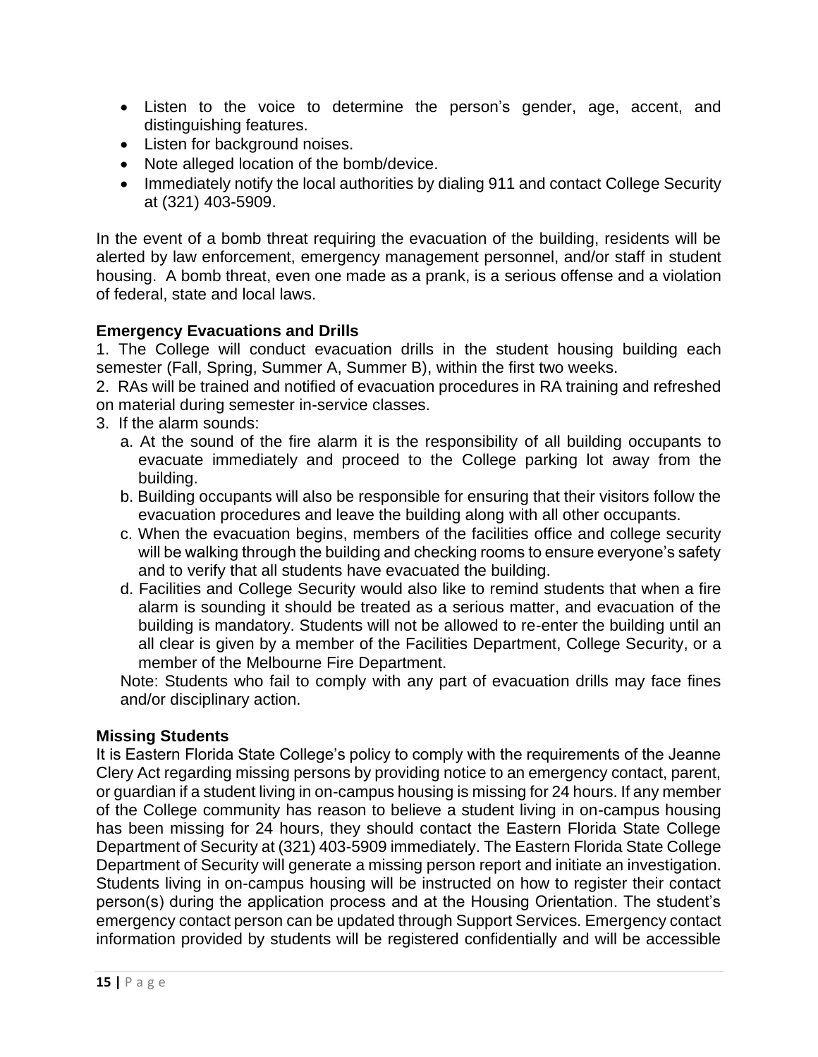- Listen to the voice to determine the person's gender, age, accent, and distinguishing features.
- Listen for background noises.
- Note alleged location of the bomb/device.
- Immediately notify the local authorities by dialing 911 and contact College Security at (321) 403-5909.

In the event of a bomb threat requiring the evacuation of the building, residents will be alerted by law enforcement, emergency management personnel, and/or staff in student housing. A bomb threat, even one made as a prank, is a serious offense and a violation of federal, state and local laws.

**Emergency Evacuations and Drills**

1. The College will conduct evacuation drills in the student housing building each semester (Fall, Spring, Summer A, Summer B), within the first two weeks.
2. RAs will be trained and notified of evacuation procedures in RA training and refreshed on material during semester in-service classes.
3. If the alarm sounds:
   a. At the sound of the fire alarm it is the responsibility of all building occupants to evacuate immediately and proceed to the College parking lot away from the building.
   b. Building occupants will also be responsible for ensuring that their visitors follow the evacuation procedures and leave the building along with all other occupants.
   c. When the evacuation begins, members of the facilities office and college security will be walking through the building and checking rooms to ensure everyone's safety and to verify that all students have evacuated the building.
   d. Facilities and College Security would also like to remind students that when a fire alarm is sounding it should be treated as a serious matter, and evacuation of the building is mandatory. Students will not be allowed to re-enter the building until an all clear is given by a member of the Facilities Department, College Security, or a member of the Melbourne Fire Department.

   Note: Students who fail to comply with any part of evacuation drills may face fines and/or disciplinary action.

**Missing Students**

It is Eastern Florida State College's policy to comply with the requirements of the Jeanne Clery Act regarding missing persons by providing notice to an emergency contact, parent, or guardian if a student living in on-campus housing is missing for 24 hours. If any member of the College community has reason to believe a student living in on-campus housing has been missing for 24 hours, they should contact the Eastern Florida State College Department of Security at (321) 403-5909 immediately. The Eastern Florida State College Department of Security will generate a missing person report and initiate an investigation. Students living in on-campus housing will be instructed on how to register their contact person(s) during the application process and at the Housing Orientation. The student's emergency contact person can be updated through Support Services. Emergency contact information provided by students will be registered confidentially and will be accessible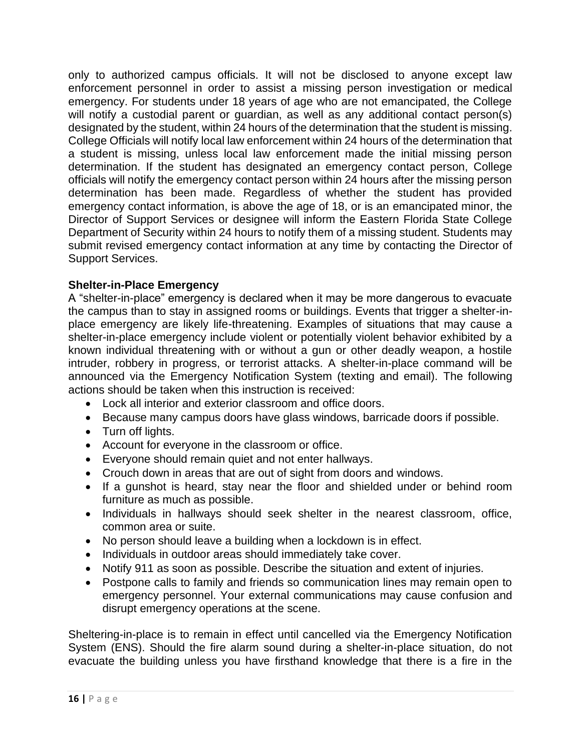only to authorized campus officials. It will not be disclosed to anyone except law enforcement personnel in order to assist a missing person investigation or medical emergency. For students under 18 years of age who are not emancipated, the College will notify a custodial parent or guardian, as well as any additional contact person(s) designated by the student, within 24 hours of the determination that the student is missing. College Officials will notify local law enforcement within 24 hours of the determination that a student is missing, unless local law enforcement made the initial missing person determination. If the student has designated an emergency contact person, College officials will notify the emergency contact person within 24 hours after the missing person determination has been made. Regardless of whether the student has provided emergency contact information, is above the age of 18, or is an emancipated minor, the Director of Support Services or designee will inform the Eastern Florida State College Department of Security within 24 hours to notify them of a missing student. Students may submit revised emergency contact information at any time by contacting the Director of Support Services.

**Shelter-in-Place Emergency**

A "shelter-in-place" emergency is declared when it may be more dangerous to evacuate the campus than to stay in assigned rooms or buildings. Events that trigger a shelter-in-place emergency are likely life-threatening. Examples of situations that may cause a shelter-in-place emergency include violent or potentially violent behavior exhibited by a known individual threatening with or without a gun or other deadly weapon, a hostile intruder, robbery in progress, or terrorist attacks. A shelter-in-place command will be announced via the Emergency Notification System (texting and email). The following actions should be taken when this instruction is received:

- Lock all interior and exterior classroom and office doors.
- Because many campus doors have glass windows, barricade doors if possible.
- Turn off lights.
- Account for everyone in the classroom or office.
- Everyone should remain quiet and not enter hallways.
- Crouch down in areas that are out of sight from doors and windows.
- If a gunshot is heard, stay near the floor and shielded under or behind room furniture as much as possible.
- Individuals in hallways should seek shelter in the nearest classroom, office, common area or suite.
- No person should leave a building when a lockdown is in effect.
- Individuals in outdoor areas should immediately take cover.
- Notify 911 as soon as possible. Describe the situation and extent of injuries.
- Postpone calls to family and friends so communication lines may remain open to emergency personnel. Your external communications may cause confusion and disrupt emergency operations at the scene.

Sheltering-in-place is to remain in effect until cancelled via the Emergency Notification System (ENS). Should the fire alarm sound during a shelter-in-place situation, do not evacuate the building unless you have firsthand knowledge that there is a fire in the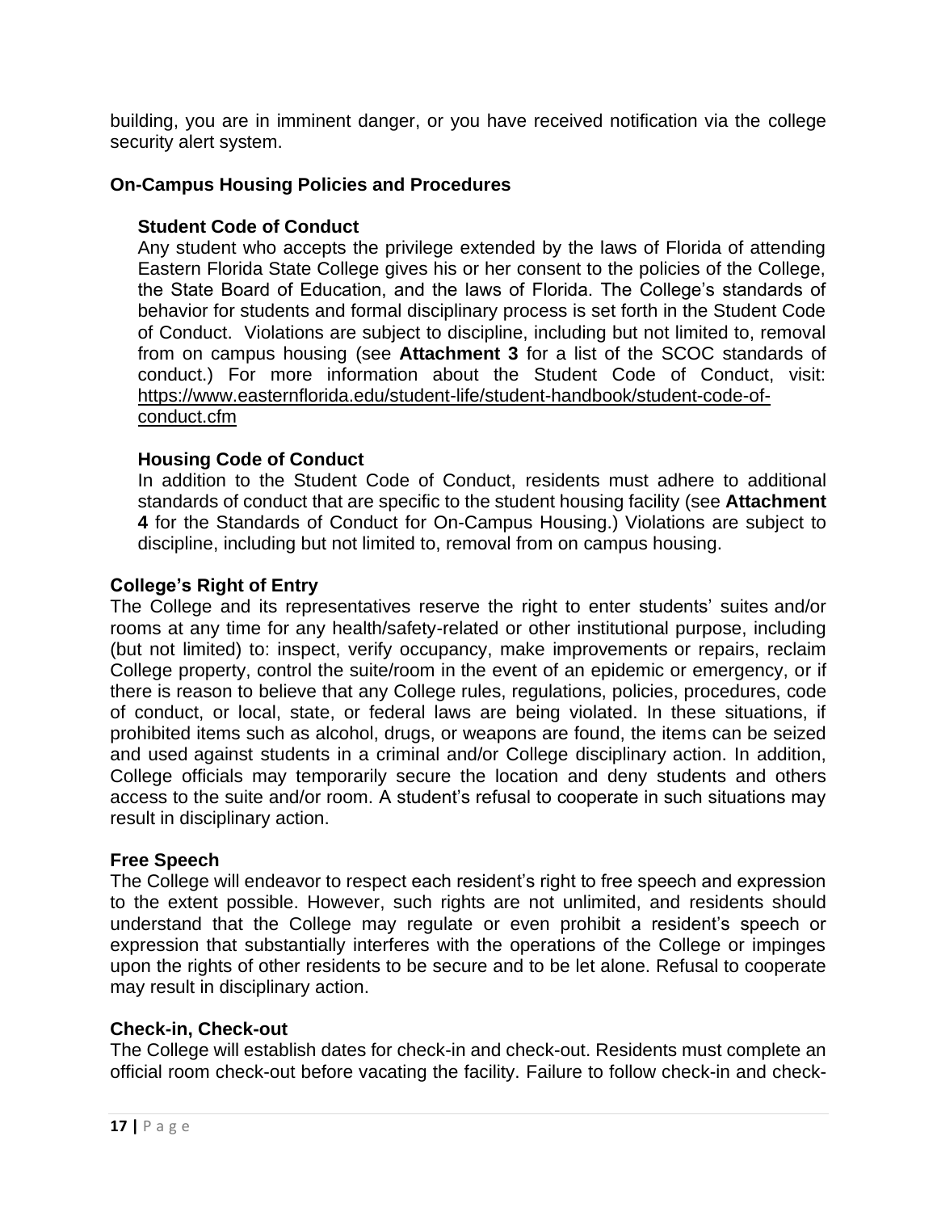building, you are in imminent danger, or you have received notification via the college security alert system.

## On-Campus Housing Policies and Procedures

### Student Code of Conduct

Any student who accepts the privilege extended by the laws of Florida of attending Eastern Florida State College gives his or her consent to the policies of the College, the State Board of Education, and the laws of Florida. The College's standards of behavior for students and formal disciplinary process is set forth in the Student Code of Conduct. Violations are subject to discipline, including but not limited to, removal from on campus housing (see **Attachment 3** for a list of the SCOC standards of conduct.) For more information about the Student Code of Conduct, visit: https://www.easternflorida.edu/student-life/student-handbook/student-code-of-conduct.cfm

### Housing Code of Conduct

In addition to the Student Code of Conduct, residents must adhere to additional standards of conduct that are specific to the student housing facility (see **Attachment 4** for the Standards of Conduct for On-Campus Housing.) Violations are subject to discipline, including but not limited to, removal from on campus housing.

## College's Right of Entry

The College and its representatives reserve the right to enter students' suites and/or rooms at any time for any health/safety-related or other institutional purpose, including (but not limited) to: inspect, verify occupancy, make improvements or repairs, reclaim College property, control the suite/room in the event of an epidemic or emergency, or if there is reason to believe that any College rules, regulations, policies, procedures, code of conduct, or local, state, or federal laws are being violated. In these situations, if prohibited items such as alcohol, drugs, or weapons are found, the items can be seized and used against students in a criminal and/or College disciplinary action. In addition, College officials may temporarily secure the location and deny students and others access to the suite and/or room. A student's refusal to cooperate in such situations may result in disciplinary action.

## Free Speech

The College will endeavor to respect each resident's right to free speech and expression to the extent possible. However, such rights are not unlimited, and residents should understand that the College may regulate or even prohibit a resident's speech or expression that substantially interferes with the operations of the College or impinges upon the rights of other residents to be secure and to be let alone. Refusal to cooperate may result in disciplinary action.

## Check-in, Check-out

The College will establish dates for check-in and check-out. Residents must complete an official room check-out before vacating the facility. Failure to follow check-in and check-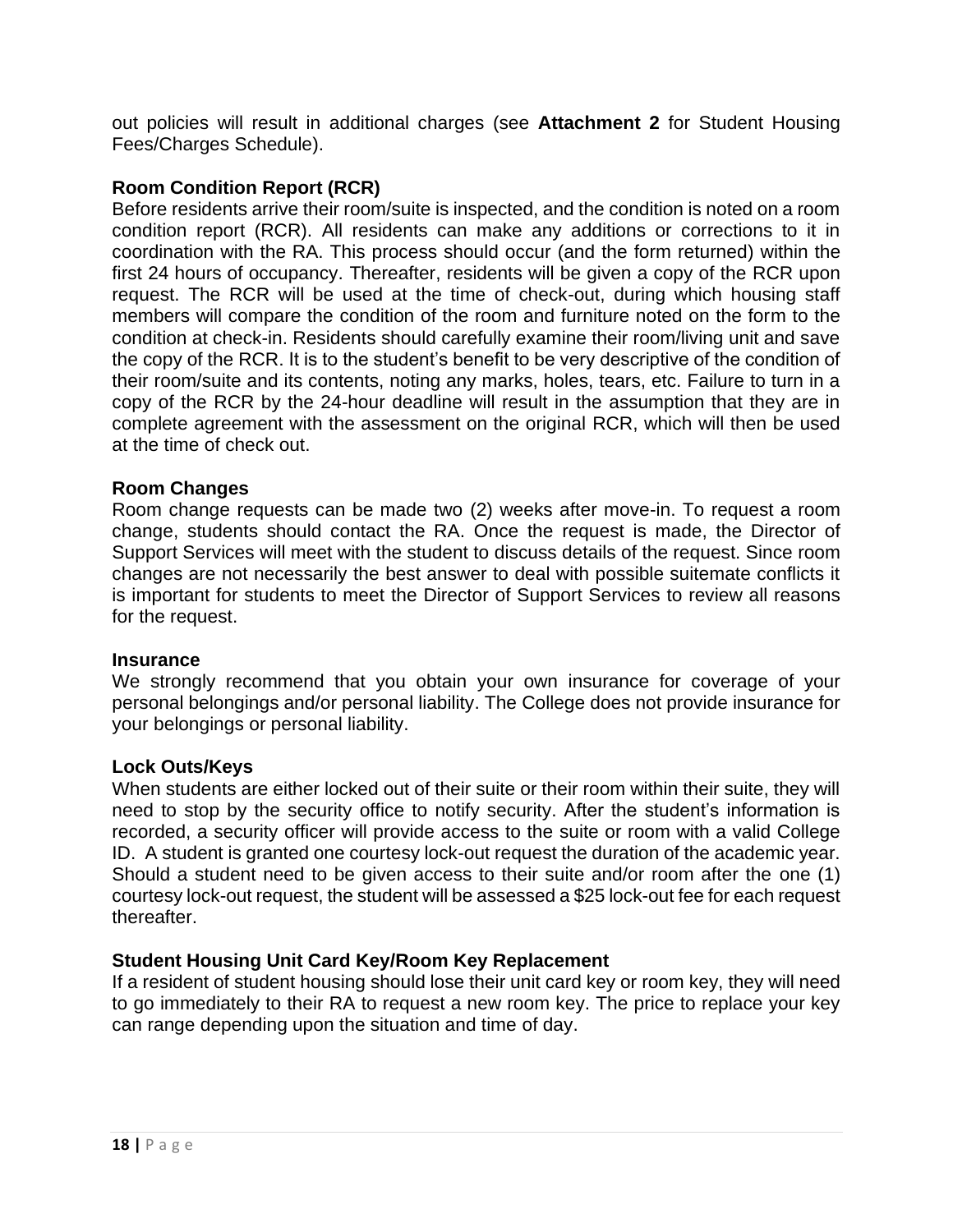out policies will result in additional charges (see **Attachment 2** for Student Housing Fees/Charges Schedule).

### Room Condition Report (RCR)

Before residents arrive their room/suite is inspected, and the condition is noted on a room condition report (RCR). All residents can make any additions or corrections to it in coordination with the RA. This process should occur (and the form returned) within the first 24 hours of occupancy. Thereafter, residents will be given a copy of the RCR upon request. The RCR will be used at the time of check-out, during which housing staff members will compare the condition of the room and furniture noted on the form to the condition at check-in. Residents should carefully examine their room/living unit and save the copy of the RCR. It is to the student's benefit to be very descriptive of the condition of their room/suite and its contents, noting any marks, holes, tears, etc. Failure to turn in a copy of the RCR by the 24-hour deadline will result in the assumption that they are in complete agreement with the assessment on the original RCR, which will then be used at the time of check out.

### Room Changes

Room change requests can be made two (2) weeks after move-in. To request a room change, students should contact the RA. Once the request is made, the Director of Support Services will meet with the student to discuss details of the request. Since room changes are not necessarily the best answer to deal with possible suitemate conflicts it is important for students to meet the Director of Support Services to review all reasons for the request.

### Insurance

We strongly recommend that you obtain your own insurance for coverage of your personal belongings and/or personal liability. The College does not provide insurance for your belongings or personal liability.

### Lock Outs/Keys

When students are either locked out of their suite or their room within their suite, they will need to stop by the security office to notify security. After the student's information is recorded, a security officer will provide access to the suite or room with a valid College ID. A student is granted one courtesy lock-out request the duration of the academic year. Should a student need to be given access to their suite and/or room after the one (1) courtesy lock-out request, the student will be assessed a $25 lock-out fee for each request thereafter.

### Student Housing Unit Card Key/Room Key Replacement

If a resident of student housing should lose their unit card key or room key, they will need to go immediately to their RA to request a new room key. The price to replace your key can range depending upon the situation and time of day.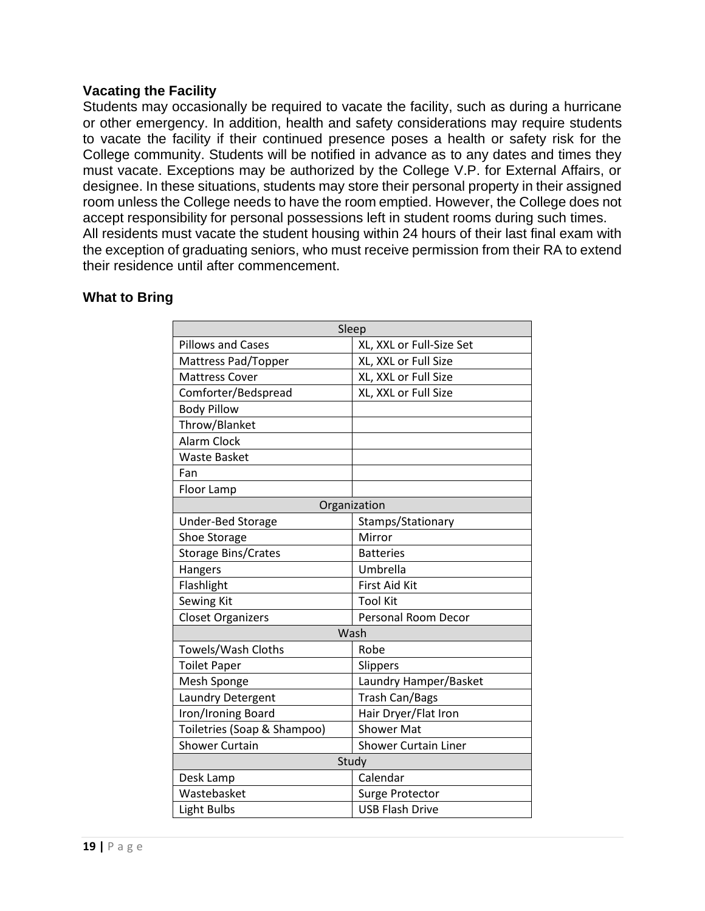### Vacating the Facility

Students may occasionally be required to vacate the facility, such as during a hurricane or other emergency. In addition, health and safety considerations may require students to vacate the facility if their continued presence poses a health or safety risk for the College community. Students will be notified in advance as to any dates and times they must vacate. Exceptions may be authorized by the College V.P. for External Affairs, or designee. In these situations, students may store their personal property in their assigned room unless the College needs to have the room emptied. However, the College does not accept responsibility for personal possessions left in student rooms during such times.
All residents must vacate the student housing within 24 hours of their last final exam with the exception of graduating seniors, who must receive permission from their RA to extend their residence until after commencement.

### What to Bring

| Sleep | |
| --- | --- |
| Pillows and Cases | XL, XXL or Full-Size Set |
| Mattress Pad/Topper | XL, XXL or Full Size |
| Mattress Cover | XL, XXL or Full Size |
| Comforter/Bedspread | XL, XXL or Full Size |
| Body Pillow | |
| Throw/Blanket | |
| Alarm Clock | |
| Waste Basket | |
| Fan | |
| Floor Lamp | |
| Organization | |
| Under-Bed Storage | Stamps/Stationary |
| Shoe Storage | Mirror |
| Storage Bins/Crates | Batteries |
| Hangers | Umbrella |
| Flashlight | First Aid Kit |
| Sewing Kit | Tool Kit |
| Closet Organizers | Personal Room Decor |
| Wash | |
| Towels/Wash Cloths | Robe |
| Toilet Paper | Slippers |
| Mesh Sponge | Laundry Hamper/Basket |
| Laundry Detergent | Trash Can/Bags |
| Iron/Ironing Board | Hair Dryer/Flat Iron |
| Toiletries (Soap & Shampoo) | Shower Mat |
| Shower Curtain | Shower Curtain Liner |
| Study | |
| Desk Lamp | Calendar |
| Wastebasket | Surge Protector |
| Light Bulbs | USB Flash Drive |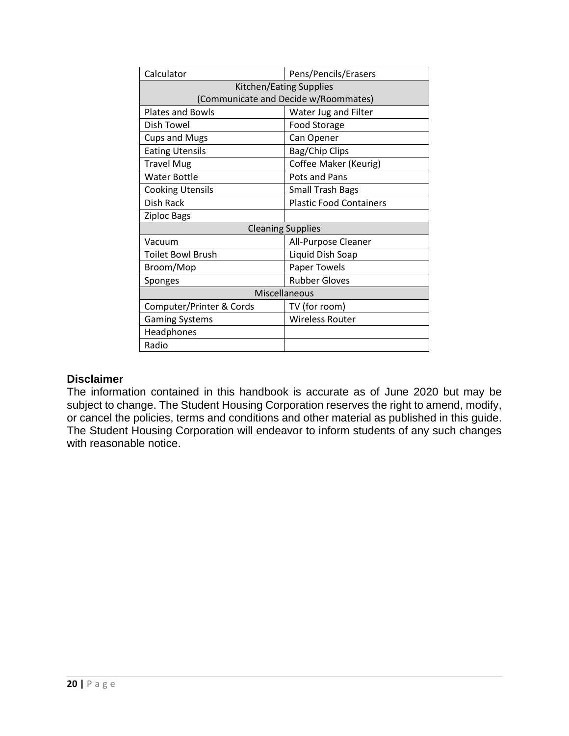| Calculator | Pens/Pencils/Erasers |
|---|---|
| Kitchen/Eating Supplies (Communicate and Decide w/Roommates) | |
| Plates and Bowls | Water Jug and Filter |
| Dish Towel | Food Storage |
| Cups and Mugs | Can Opener |
| Eating Utensils | Bag/Chip Clips |
| Travel Mug | Coffee Maker (Keurig) |
| Water Bottle | Pots and Pans |
| Cooking Utensils | Small Trash Bags |
| Dish Rack | Plastic Food Containers |
| Ziploc Bags | |
| Cleaning Supplies | |
| Vacuum | All-Purpose Cleaner |
| Toilet Bowl Brush | Liquid Dish Soap |
| Broom/Mop | Paper Towels |
| Sponges | Rubber Gloves |
| Miscellaneous | |
| Computer/Printer & Cords | TV (for room) |
| Gaming Systems | Wireless Router |
| Headphones | |
| Radio | |

**Disclaimer**

The information contained in this handbook is accurate as of June 2020 but may be subject to change. The Student Housing Corporation reserves the right to amend, modify, or cancel the policies, terms and conditions and other material as published in this guide. The Student Housing Corporation will endeavor to inform students of any such changes with reasonable notice.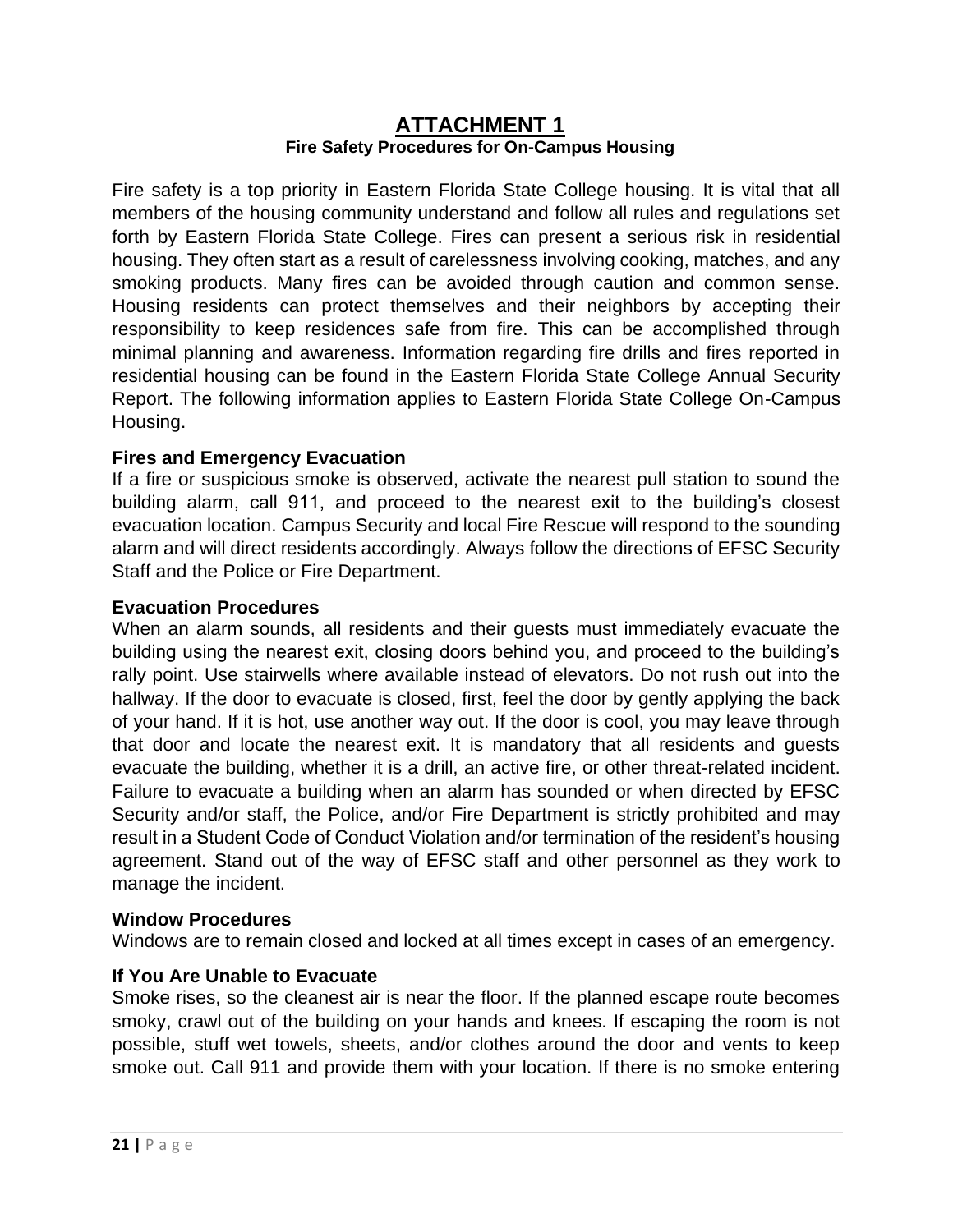# ATTACHMENT 1

**Fire Safety Procedures for On-Campus Housing**

Fire safety is a top priority in Eastern Florida State College housing. It is vital that all members of the housing community understand and follow all rules and regulations set forth by Eastern Florida State College. Fires can present a serious risk in residential housing. They often start as a result of carelessness involving cooking, matches, and any smoking products. Many fires can be avoided through caution and common sense. Housing residents can protect themselves and their neighbors by accepting their responsibility to keep residences safe from fire. This can be accomplished through minimal planning and awareness. Information regarding fire drills and fires reported in residential housing can be found in the Eastern Florida State College Annual Security Report. The following information applies to Eastern Florida State College On-Campus Housing.

### Fires and Emergency Evacuation

If a fire or suspicious smoke is observed, activate the nearest pull station to sound the building alarm, call 911, and proceed to the nearest exit to the building's closest evacuation location. Campus Security and local Fire Rescue will respond to the sounding alarm and will direct residents accordingly. Always follow the directions of EFSC Security Staff and the Police or Fire Department.

### Evacuation Procedures

When an alarm sounds, all residents and their guests must immediately evacuate the building using the nearest exit, closing doors behind you, and proceed to the building's rally point. Use stairwells where available instead of elevators. Do not rush out into the hallway. If the door to evacuate is closed, first, feel the door by gently applying the back of your hand. If it is hot, use another way out. If the door is cool, you may leave through that door and locate the nearest exit. It is mandatory that all residents and guests evacuate the building, whether it is a drill, an active fire, or other threat-related incident. Failure to evacuate a building when an alarm has sounded or when directed by EFSC Security and/or staff, the Police, and/or Fire Department is strictly prohibited and may result in a Student Code of Conduct Violation and/or termination of the resident's housing agreement. Stand out of the way of EFSC staff and other personnel as they work to manage the incident.

### Window Procedures

Windows are to remain closed and locked at all times except in cases of an emergency.

### If You Are Unable to Evacuate

Smoke rises, so the cleanest air is near the floor. If the planned escape route becomes smoky, crawl out of the building on your hands and knees. If escaping the room is not possible, stuff wet towels, sheets, and/or clothes around the door and vents to keep smoke out. Call 911 and provide them with your location. If there is no smoke entering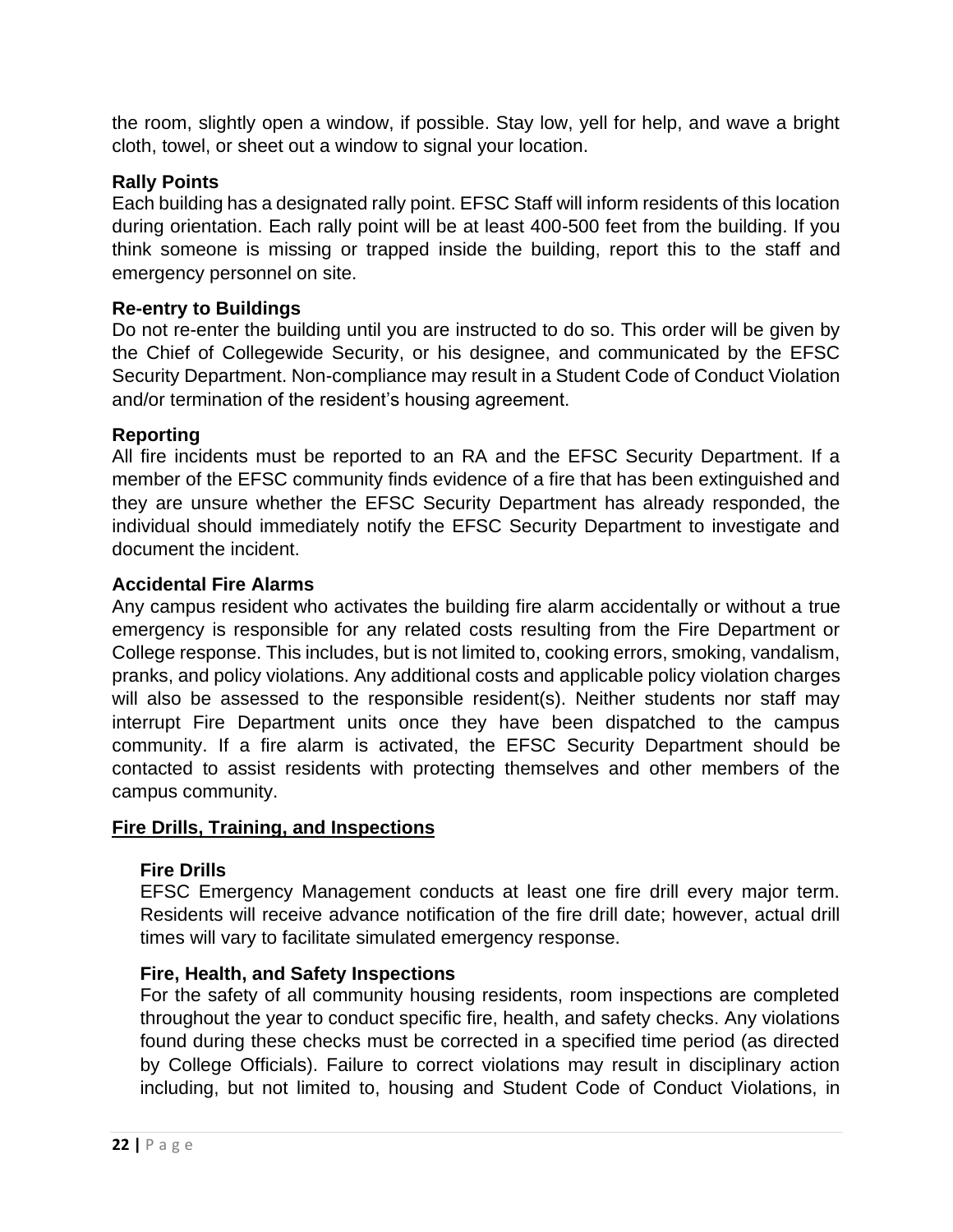the room, slightly open a window, if possible. Stay low, yell for help, and wave a bright cloth, towel, or sheet out a window to signal your location.

**Rally Points**

Each building has a designated rally point. EFSC Staff will inform residents of this location during orientation. Each rally point will be at least 400-500 feet from the building. If you think someone is missing or trapped inside the building, report this to the staff and emergency personnel on site.

**Re-entry to Buildings**

Do not re-enter the building until you are instructed to do so. This order will be given by the Chief of Collegewide Security, or his designee, and communicated by the EFSC Security Department. Non-compliance may result in a Student Code of Conduct Violation and/or termination of the resident's housing agreement.

**Reporting**

All fire incidents must be reported to an RA and the EFSC Security Department. If a member of the EFSC community finds evidence of a fire that has been extinguished and they are unsure whether the EFSC Security Department has already responded, the individual should immediately notify the EFSC Security Department to investigate and document the incident.

**Accidental Fire Alarms**

Any campus resident who activates the building fire alarm accidentally or without a true emergency is responsible for any related costs resulting from the Fire Department or College response. This includes, but is not limited to, cooking errors, smoking, vandalism, pranks, and policy violations. Any additional costs and applicable policy violation charges will also be assessed to the responsible resident(s). Neither students nor staff may interrupt Fire Department units once they have been dispatched to the campus community. If a fire alarm is activated, the EFSC Security Department should be contacted to assist residents with protecting themselves and other members of the campus community.

## Fire Drills, Training, and Inspections

**Fire Drills**

EFSC Emergency Management conducts at least one fire drill every major term. Residents will receive advance notification of the fire drill date; however, actual drill times will vary to facilitate simulated emergency response.

**Fire, Health, and Safety Inspections**

For the safety of all community housing residents, room inspections are completed throughout the year to conduct specific fire, health, and safety checks. Any violations found during these checks must be corrected in a specified time period (as directed by College Officials). Failure to correct violations may result in disciplinary action including, but not limited to, housing and Student Code of Conduct Violations, in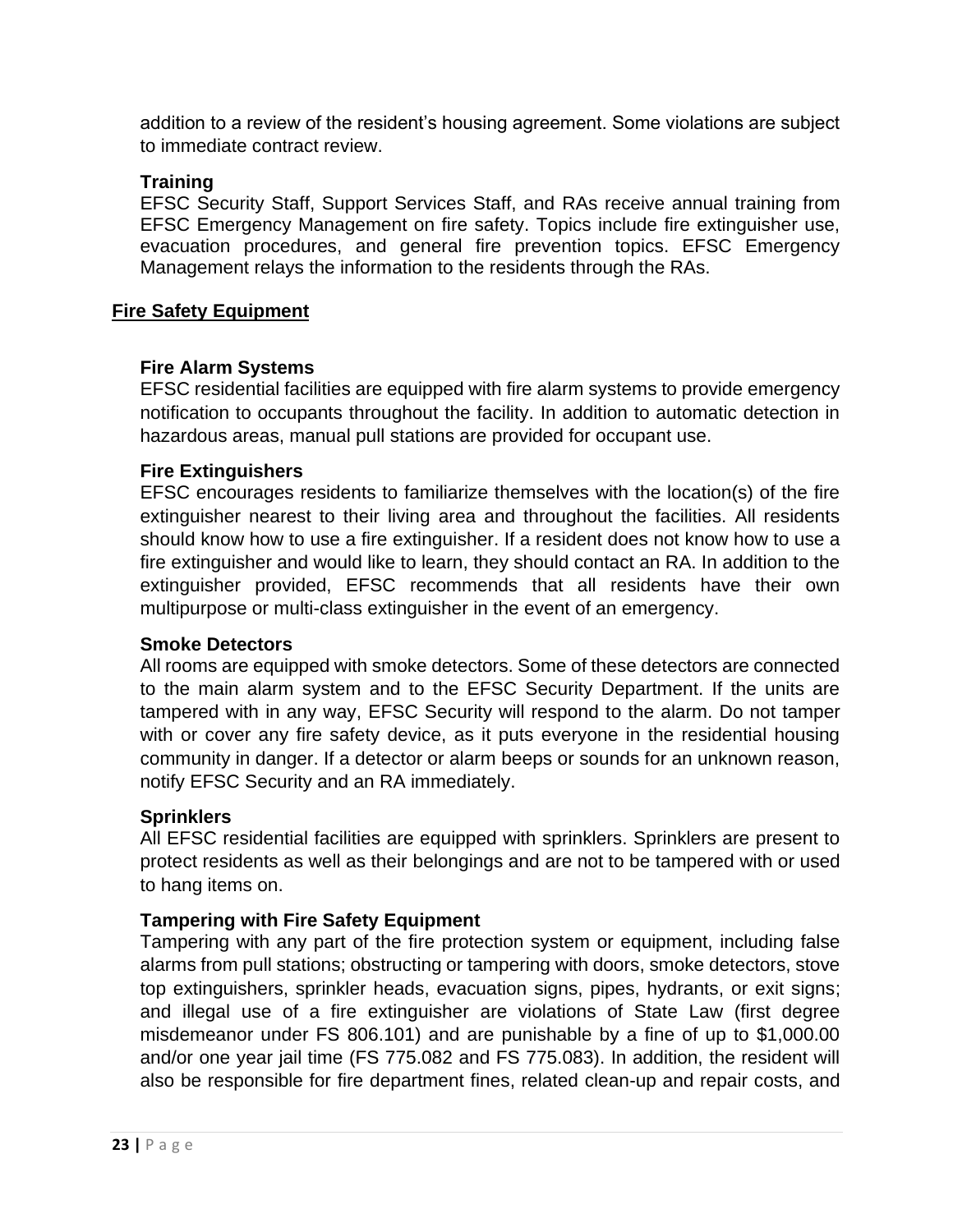addition to a review of the resident's housing agreement. Some violations are subject to immediate contract review.

**Training**

EFSC Security Staff, Support Services Staff, and RAs receive annual training from EFSC Emergency Management on fire safety. Topics include fire extinguisher use, evacuation procedures, and general fire prevention topics. EFSC Emergency Management relays the information to the residents through the RAs.

## Fire Safety Equipment

**Fire Alarm Systems**

EFSC residential facilities are equipped with fire alarm systems to provide emergency notification to occupants throughout the facility. In addition to automatic detection in hazardous areas, manual pull stations are provided for occupant use.

**Fire Extinguishers**

EFSC encourages residents to familiarize themselves with the location(s) of the fire extinguisher nearest to their living area and throughout the facilities. All residents should know how to use a fire extinguisher. If a resident does not know how to use a fire extinguisher and would like to learn, they should contact an RA. In addition to the extinguisher provided, EFSC recommends that all residents have their own multipurpose or multi-class extinguisher in the event of an emergency.

**Smoke Detectors**

All rooms are equipped with smoke detectors. Some of these detectors are connected to the main alarm system and to the EFSC Security Department. If the units are tampered with in any way, EFSC Security will respond to the alarm. Do not tamper with or cover any fire safety device, as it puts everyone in the residential housing community in danger. If a detector or alarm beeps or sounds for an unknown reason, notify EFSC Security and an RA immediately.

**Sprinklers**

All EFSC residential facilities are equipped with sprinklers. Sprinklers are present to protect residents as well as their belongings and are not to be tampered with or used to hang items on.

**Tampering with Fire Safety Equipment**

Tampering with any part of the fire protection system or equipment, including false alarms from pull stations; obstructing or tampering with doors, smoke detectors, stove top extinguishers, sprinkler heads, evacuation signs, pipes, hydrants, or exit signs; and illegal use of a fire extinguisher are violations of State Law (first degree misdemeanor under FS 806.101) and are punishable by a fine of up to $1,000.00 and/or one year jail time (FS 775.082 and FS 775.083). In addition, the resident will also be responsible for fire department fines, related clean-up and repair costs, and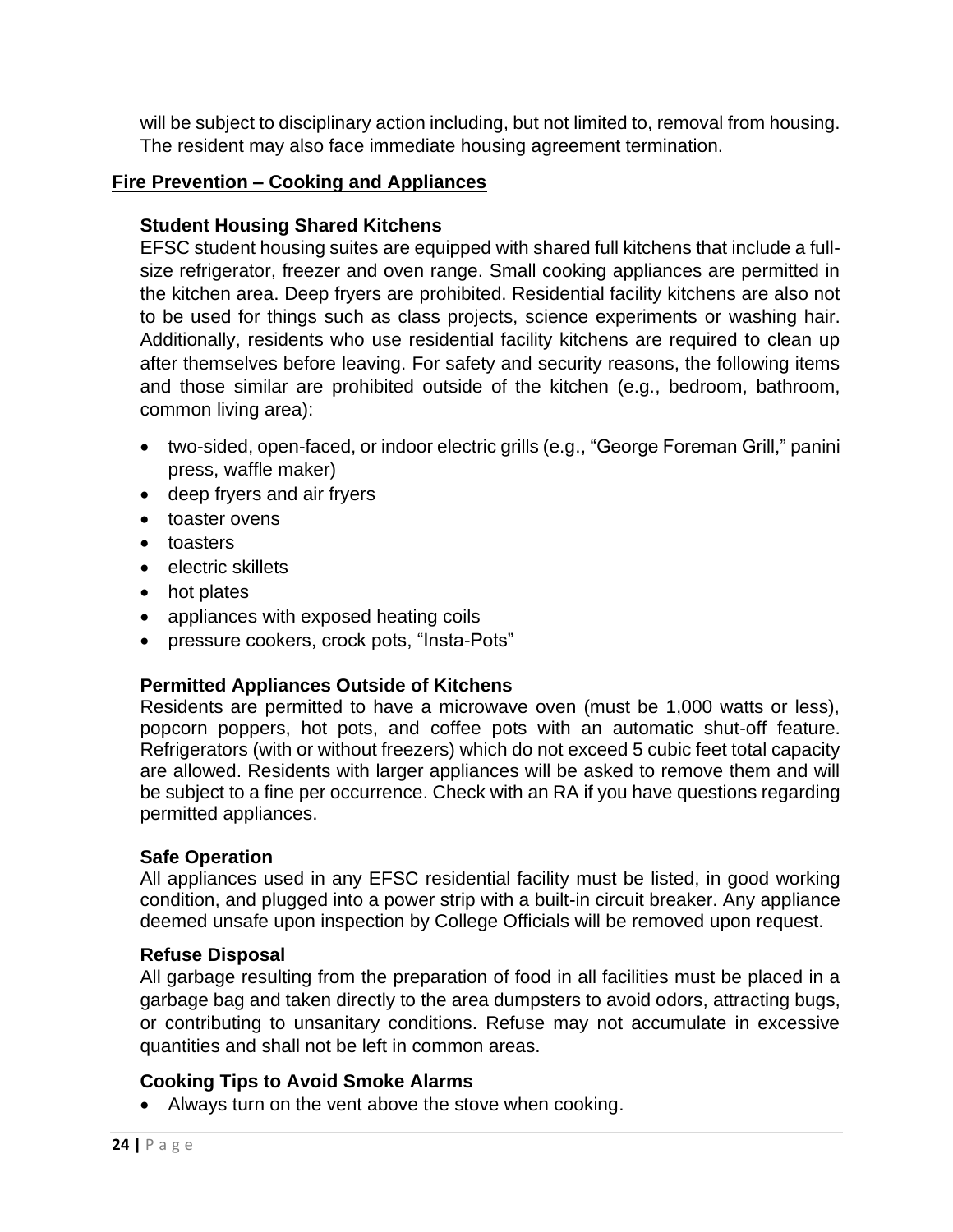will be subject to disciplinary action including, but not limited to, removal from housing. The resident may also face immediate housing agreement termination.

## Fire Prevention – Cooking and Appliances

### Student Housing Shared Kitchens

EFSC student housing suites are equipped with shared full kitchens that include a full-size refrigerator, freezer and oven range. Small cooking appliances are permitted in the kitchen area. Deep fryers are prohibited. Residential facility kitchens are also not to be used for things such as class projects, science experiments or washing hair. Additionally, residents who use residential facility kitchens are required to clean up after themselves before leaving. For safety and security reasons, the following items and those similar are prohibited outside of the kitchen (e.g., bedroom, bathroom, common living area):

- two-sided, open-faced, or indoor electric grills (e.g., "George Foreman Grill," panini press, waffle maker)
- deep fryers and air fryers
- toaster ovens
- toasters
- electric skillets
- hot plates
- appliances with exposed heating coils
- pressure cookers, crock pots, "Insta-Pots"

### Permitted Appliances Outside of Kitchens

Residents are permitted to have a microwave oven (must be 1,000 watts or less), popcorn poppers, hot pots, and coffee pots with an automatic shut-off feature. Refrigerators (with or without freezers) which do not exceed 5 cubic feet total capacity are allowed. Residents with larger appliances will be asked to remove them and will be subject to a fine per occurrence. Check with an RA if you have questions regarding permitted appliances.

### Safe Operation

All appliances used in any EFSC residential facility must be listed, in good working condition, and plugged into a power strip with a built-in circuit breaker. Any appliance deemed unsafe upon inspection by College Officials will be removed upon request.

### Refuse Disposal

All garbage resulting from the preparation of food in all facilities must be placed in a garbage bag and taken directly to the area dumpsters to avoid odors, attracting bugs, or contributing to unsanitary conditions. Refuse may not accumulate in excessive quantities and shall not be left in common areas.

### Cooking Tips to Avoid Smoke Alarms

- Always turn on the vent above the stove when cooking.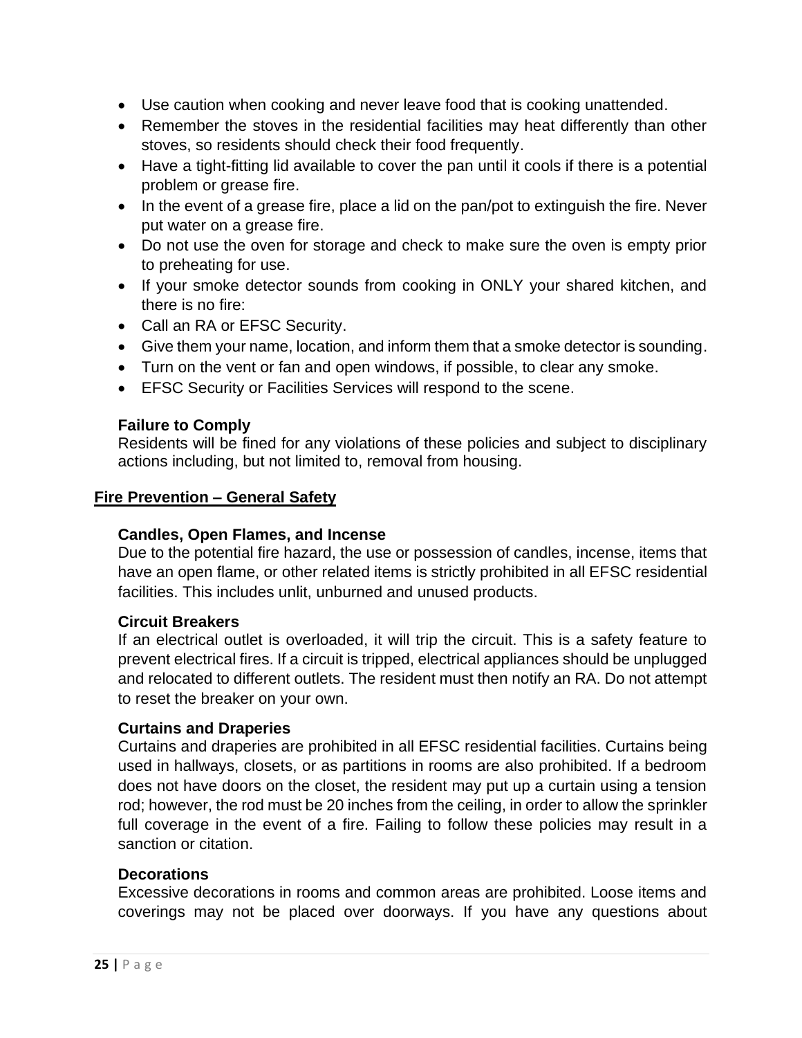- Use caution when cooking and never leave food that is cooking unattended.
- Remember the stoves in the residential facilities may heat differently than other stoves, so residents should check their food frequently.
- Have a tight-fitting lid available to cover the pan until it cools if there is a potential problem or grease fire.
- In the event of a grease fire, place a lid on the pan/pot to extinguish the fire. Never put water on a grease fire.
- Do not use the oven for storage and check to make sure the oven is empty prior to preheating for use.
- If your smoke detector sounds from cooking in ONLY your shared kitchen, and there is no fire:
- Call an RA or EFSC Security.
- Give them your name, location, and inform them that a smoke detector is sounding.
- Turn on the vent or fan and open windows, if possible, to clear any smoke.
- EFSC Security or Facilities Services will respond to the scene.

**Failure to Comply**
Residents will be fined for any violations of these policies and subject to disciplinary actions including, but not limited to, removal from housing.

## Fire Prevention – General Safety

**Candles, Open Flames, and Incense**
Due to the potential fire hazard, the use or possession of candles, incense, items that have an open flame, or other related items is strictly prohibited in all EFSC residential facilities. This includes unlit, unburned and unused products.

**Circuit Breakers**
If an electrical outlet is overloaded, it will trip the circuit. This is a safety feature to prevent electrical fires. If a circuit is tripped, electrical appliances should be unplugged and relocated to different outlets. The resident must then notify an RA. Do not attempt to reset the breaker on your own.

**Curtains and Draperies**
Curtains and draperies are prohibited in all EFSC residential facilities. Curtains being used in hallways, closets, or as partitions in rooms are also prohibited. If a bedroom does not have doors on the closet, the resident may put up a curtain using a tension rod; however, the rod must be 20 inches from the ceiling, in order to allow the sprinkler full coverage in the event of a fire. Failing to follow these policies may result in a sanction or citation.

**Decorations**
Excessive decorations in rooms and common areas are prohibited. Loose items and coverings may not be placed over doorways. If you have any questions about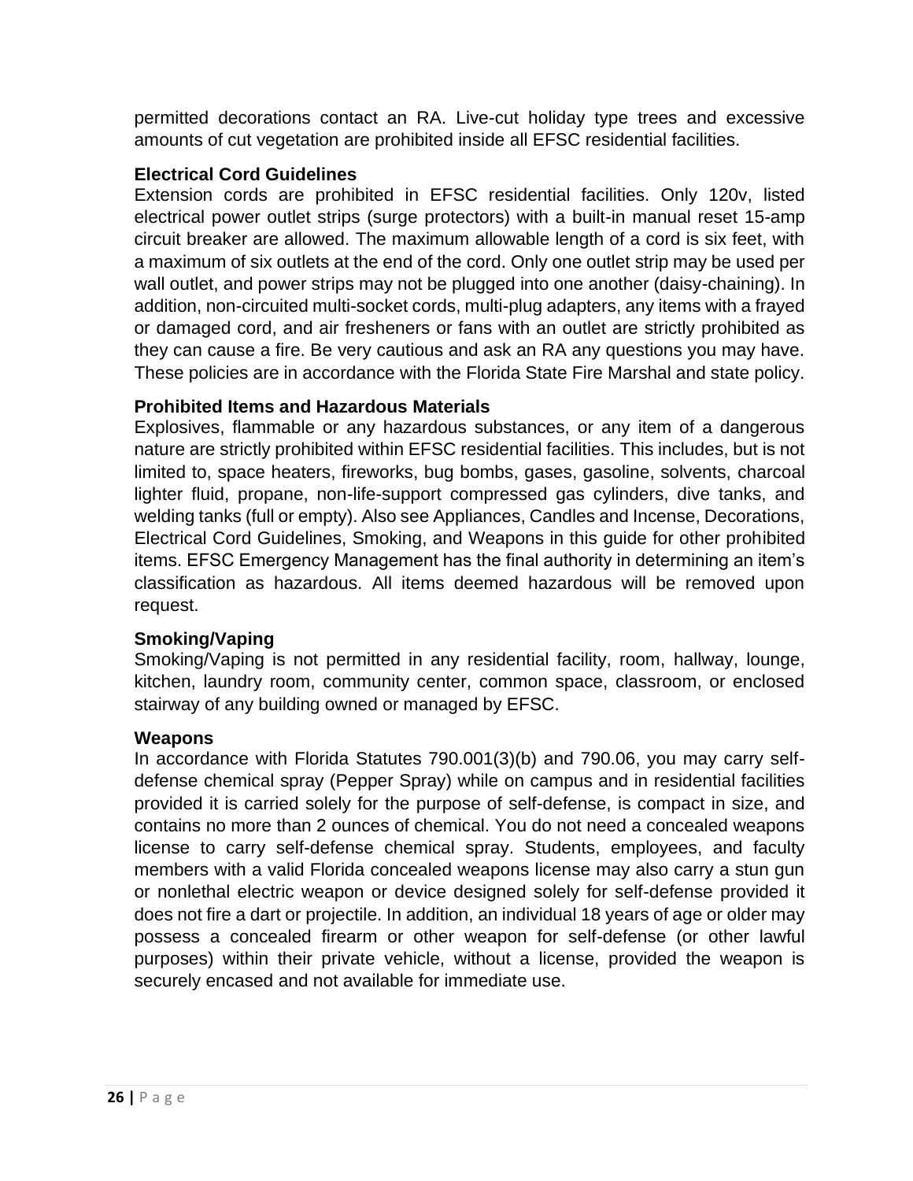permitted decorations contact an RA. Live-cut holiday type trees and excessive amounts of cut vegetation are prohibited inside all EFSC residential facilities.

### Electrical Cord Guidelines

Extension cords are prohibited in EFSC residential facilities. Only 120v, listed electrical power outlet strips (surge protectors) with a built-in manual reset 15-amp circuit breaker are allowed. The maximum allowable length of a cord is six feet, with a maximum of six outlets at the end of the cord. Only one outlet strip may be used per wall outlet, and power strips may not be plugged into one another (daisy-chaining). In addition, non-circuited multi-socket cords, multi-plug adapters, any items with a frayed or damaged cord, and air fresheners or fans with an outlet are strictly prohibited as they can cause a fire. Be very cautious and ask an RA any questions you may have. These policies are in accordance with the Florida State Fire Marshal and state policy.

### Prohibited Items and Hazardous Materials

Explosives, flammable or any hazardous substances, or any item of a dangerous nature are strictly prohibited within EFSC residential facilities. This includes, but is not limited to, space heaters, fireworks, bug bombs, gases, gasoline, solvents, charcoal lighter fluid, propane, non-life-support compressed gas cylinders, dive tanks, and welding tanks (full or empty). Also see Appliances, Candles and Incense, Decorations, Electrical Cord Guidelines, Smoking, and Weapons in this guide for other prohibited items. EFSC Emergency Management has the final authority in determining an item's classification as hazardous. All items deemed hazardous will be removed upon request.

### Smoking/Vaping

Smoking/Vaping is not permitted in any residential facility, room, hallway, lounge, kitchen, laundry room, community center, common space, classroom, or enclosed stairway of any building owned or managed by EFSC.

### Weapons

In accordance with Florida Statutes 790.001(3)(b) and 790.06, you may carry self-defense chemical spray (Pepper Spray) while on campus and in residential facilities provided it is carried solely for the purpose of self-defense, is compact in size, and contains no more than 2 ounces of chemical. You do not need a concealed weapons license to carry self-defense chemical spray. Students, employees, and faculty members with a valid Florida concealed weapons license may also carry a stun gun or nonlethal electric weapon or device designed solely for self-defense provided it does not fire a dart or projectile. In addition, an individual 18 years of age or older may possess a concealed firearm or other weapon for self-defense (or other lawful purposes) within their private vehicle, without a license, provided the weapon is securely encased and not available for immediate use.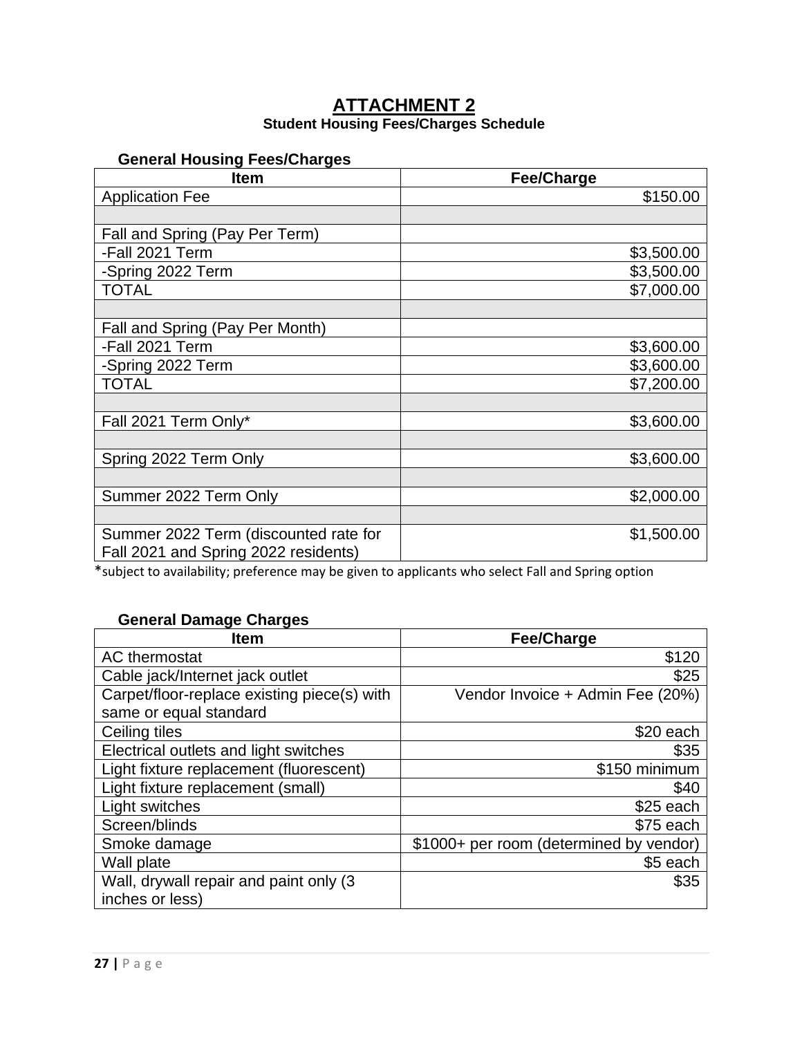# ATTACHMENT 2

**Student Housing Fees/Charges Schedule**

### General Housing Fees/Charges

| Item | Fee/Charge |
|---|---|
| Application Fee | $150.00 |
| | |
| Fall and Spring (Pay Per Term) | |
| -Fall 2021 Term | $3,500.00 |
| -Spring 2022 Term | $3,500.00 |
| TOTAL | $7,000.00 |
| | |
| Fall and Spring (Pay Per Month) | |
| -Fall 2021 Term | $3,600.00 |
| -Spring 2022 Term | $3,600.00 |
| TOTAL | $7,200.00 |
| | |
| Fall 2021 Term Only* | $3,600.00 |
| | |
| Spring 2022 Term Only | $3,600.00 |
| | |
| Summer 2022 Term Only | $2,000.00 |
| | |
| Summer 2022 Term (discounted rate for Fall 2021 and Spring 2022 residents) | $1,500.00 |

*subject to availability; preference may be given to applicants who select Fall and Spring option

### General Damage Charges

| Item | Fee/Charge |
|---|---|
| AC thermostat | $120 |
| Cable jack/Internet jack outlet | $25 |
| Carpet/floor-replace existing piece(s) with same or equal standard | Vendor Invoice + Admin Fee (20%) |
| Ceiling tiles | $20 each |
| Electrical outlets and light switches | $35 |
| Light fixture replacement (fluorescent) | $150 minimum |
| Light fixture replacement (small) | $40 |
| Light switches | $25 each |
| Screen/blinds | $75 each |
| Smoke damage | $1000+ per room (determined by vendor) |
| Wall plate | $5 each |
| Wall, drywall repair and paint only (3 inches or less) | $35 |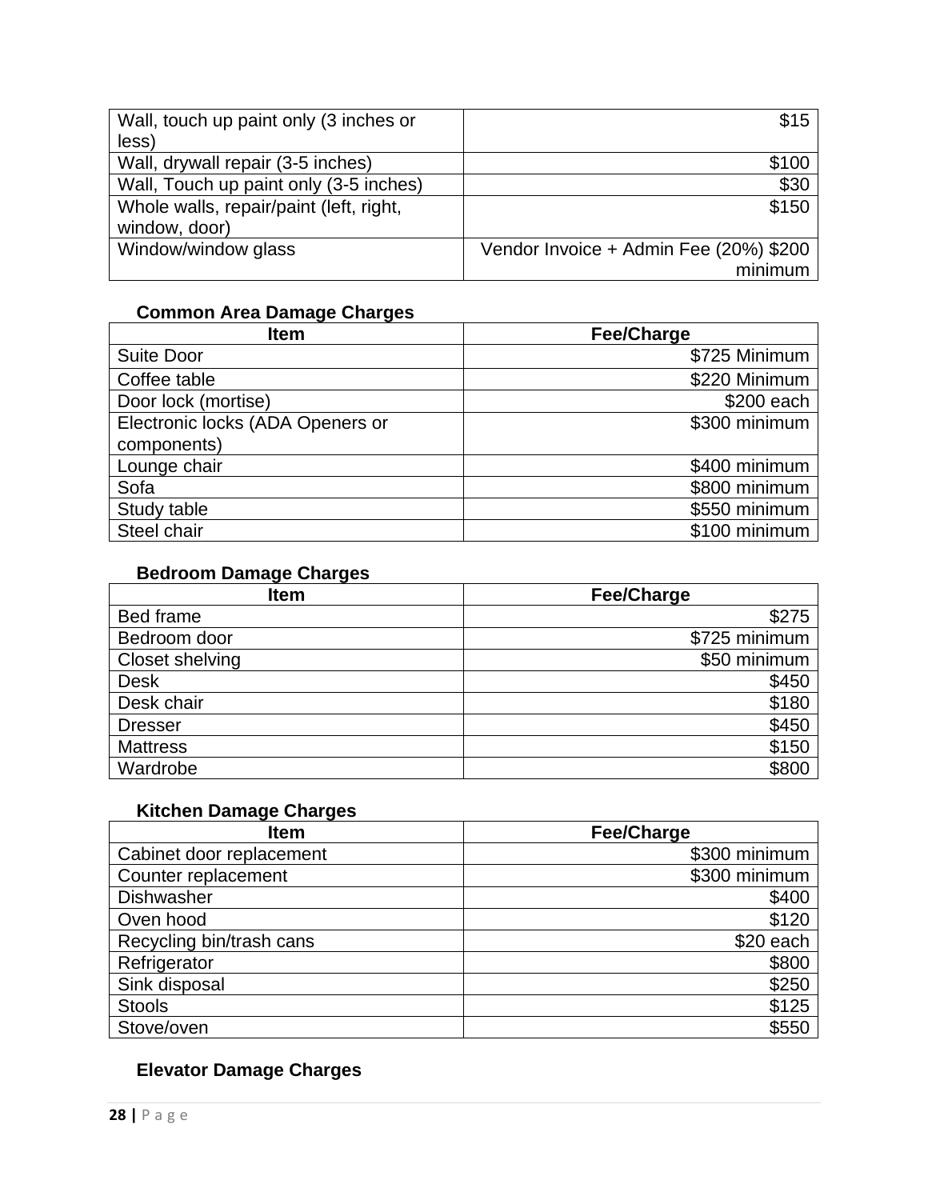| | |
|---|---|
| Wall, touch up paint only (3 inches or less) | $15 |
| Wall, drywall repair (3-5 inches) | $100 |
| Wall, Touch up paint only (3-5 inches) | $30 |
| Whole walls, repair/paint (left, right, window, door) | $150 |
| Window/window glass | Vendor Invoice + Admin Fee (20%) $200 minimum |

**Common Area Damage Charges**

| Item | Fee/Charge |
|---|---|
| Suite Door | $725 Minimum |
| Coffee table | $220 Minimum |
| Door lock (mortise) | $200 each |
| Electronic locks (ADA Openers or components) | $300 minimum |
| Lounge chair | $400 minimum |
| Sofa | $800 minimum |
| Study table | $550 minimum |
| Steel chair | $100 minimum |

**Bedroom Damage Charges**

| Item | Fee/Charge |
|---|---|
| Bed frame | $275 |
| Bedroom door | $725 minimum |
| Closet shelving | $50 minimum |
| Desk | $450 |
| Desk chair | $180 |
| Dresser | $450 |
| Mattress | $150 |
| Wardrobe | $800 |

**Kitchen Damage Charges**

| Item | Fee/Charge |
|---|---|
| Cabinet door replacement | $300 minimum |
| Counter replacement | $300 minimum |
| Dishwasher | $400 |
| Oven hood | $120 |
| Recycling bin/trash cans | $20 each |
| Refrigerator | $800 |
| Sink disposal | $250 |
| Stools | $125 |
| Stove/oven | $550 |

**Elevator Damage Charges**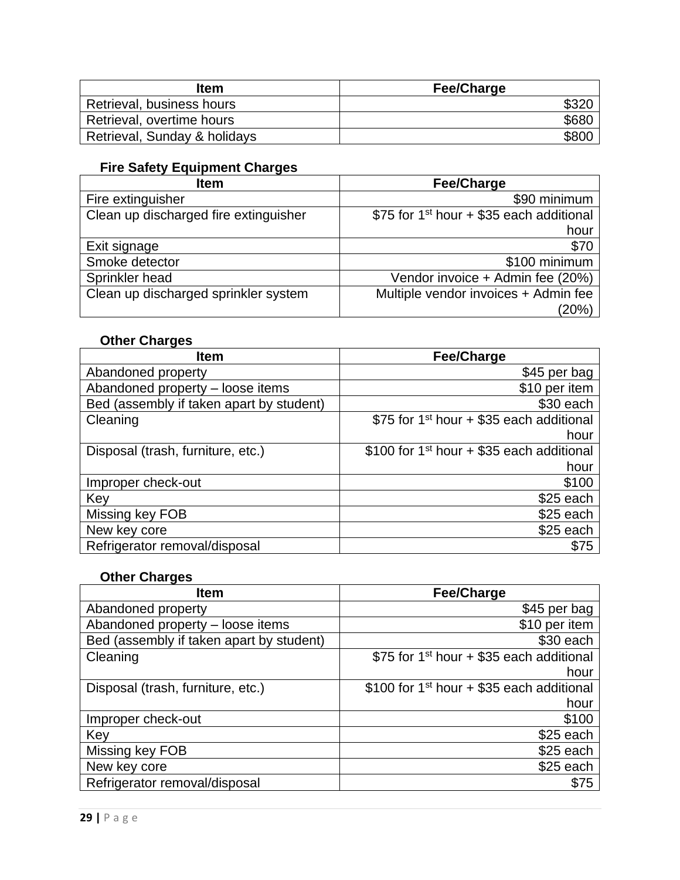| Item | Fee/Charge |
| --- | --- |
| Retrieval, business hours | $320 |
| Retrieval, overtime hours | $680 |
| Retrieval, Sunday & holidays | $800 |

**Fire Safety Equipment Charges**

| Item | Fee/Charge |
| --- | --- |
| Fire extinguisher | $90 minimum |
| Clean up discharged fire extinguisher | $75 for 1st hour + $35 each additional hour |
| Exit signage | $70 |
| Smoke detector | $100 minimum |
| Sprinkler head | Vendor invoice + Admin fee (20%) |
| Clean up discharged sprinkler system | Multiple vendor invoices + Admin fee (20%) |

**Other Charges**

| Item | Fee/Charge |
| --- | --- |
| Abandoned property | $45 per bag |
| Abandoned property – loose items | $10 per item |
| Bed (assembly if taken apart by student) | $30 each |
| Cleaning | $75 for 1st hour + $35 each additional hour |
| Disposal (trash, furniture, etc.) | $100 for 1st hour + $35 each additional hour |
| Improper check-out | $100 |
| Key | $25 each |
| Missing key FOB | $25 each |
| New key core | $25 each |
| Refrigerator removal/disposal | $75 |

**Other Charges**

| Item | Fee/Charge |
| --- | --- |
| Abandoned property | $45 per bag |
| Abandoned property – loose items | $10 per item |
| Bed (assembly if taken apart by student) | $30 each |
| Cleaning | $75 for 1st hour + $35 each additional hour |
| Disposal (trash, furniture, etc.) | $100 for 1st hour + $35 each additional hour |
| Improper check-out | $100 |
| Key | $25 each |
| Missing key FOB | $25 each |
| New key core | $25 each |
| Refrigerator removal/disposal | $75 |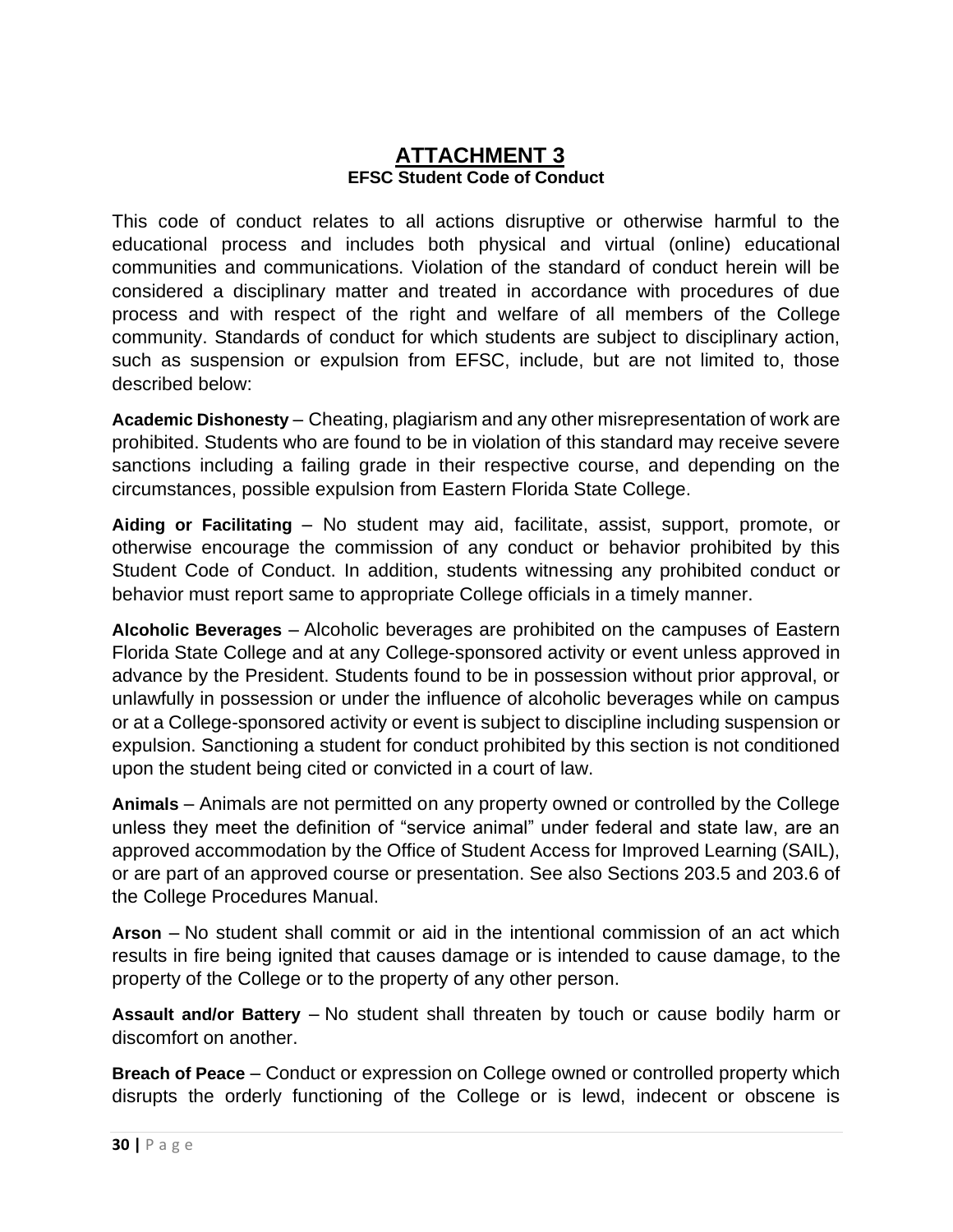# ATTACHMENT 3

## EFSC Student Code of Conduct

This code of conduct relates to all actions disruptive or otherwise harmful to the educational process and includes both physical and virtual (online) educational communities and communications. Violation of the standard of conduct herein will be considered a disciplinary matter and treated in accordance with procedures of due process and with respect of the right and welfare of all members of the College community. Standards of conduct for which students are subject to disciplinary action, such as suspension or expulsion from EFSC, include, but are not limited to, those described below:

**Academic Dishonesty** – Cheating, plagiarism and any other misrepresentation of work are prohibited. Students who are found to be in violation of this standard may receive severe sanctions including a failing grade in their respective course, and depending on the circumstances, possible expulsion from Eastern Florida State College.

**Aiding or Facilitating** – No student may aid, facilitate, assist, support, promote, or otherwise encourage the commission of any conduct or behavior prohibited by this Student Code of Conduct. In addition, students witnessing any prohibited conduct or behavior must report same to appropriate College officials in a timely manner.

**Alcoholic Beverages** – Alcoholic beverages are prohibited on the campuses of Eastern Florida State College and at any College-sponsored activity or event unless approved in advance by the President. Students found to be in possession without prior approval, or unlawfully in possession or under the influence of alcoholic beverages while on campus or at a College-sponsored activity or event is subject to discipline including suspension or expulsion. Sanctioning a student for conduct prohibited by this section is not conditioned upon the student being cited or convicted in a court of law.

**Animals** – Animals are not permitted on any property owned or controlled by the College unless they meet the definition of "service animal" under federal and state law, are an approved accommodation by the Office of Student Access for Improved Learning (SAIL), or are part of an approved course or presentation. See also Sections 203.5 and 203.6 of the College Procedures Manual.

**Arson** – No student shall commit or aid in the intentional commission of an act which results in fire being ignited that causes damage or is intended to cause damage, to the property of the College or to the property of any other person.

**Assault and/or Battery** – No student shall threaten by touch or cause bodily harm or discomfort on another.

**Breach of Peace** – Conduct or expression on College owned or controlled property which disrupts the orderly functioning of the College or is lewd, indecent or obscene is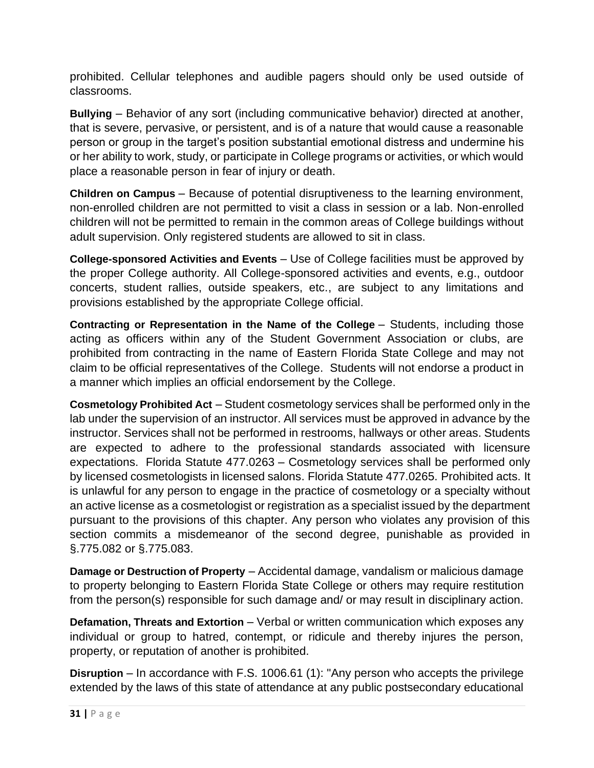prohibited. Cellular telephones and audible pagers should only be used outside of classrooms.

**Bullying** – Behavior of any sort (including communicative behavior) directed at another, that is severe, pervasive, or persistent, and is of a nature that would cause a reasonable person or group in the target's position substantial emotional distress and undermine his or her ability to work, study, or participate in College programs or activities, or which would place a reasonable person in fear of injury or death.

**Children on Campus** – Because of potential disruptiveness to the learning environment, non-enrolled children are not permitted to visit a class in session or a lab. Non-enrolled children will not be permitted to remain in the common areas of College buildings without adult supervision. Only registered students are allowed to sit in class.

**College-sponsored Activities and Events** – Use of College facilities must be approved by the proper College authority. All College-sponsored activities and events, e.g., outdoor concerts, student rallies, outside speakers, etc., are subject to any limitations and provisions established by the appropriate College official.

**Contracting or Representation in the Name of the College** – Students, including those acting as officers within any of the Student Government Association or clubs, are prohibited from contracting in the name of Eastern Florida State College and may not claim to be official representatives of the College. Students will not endorse a product in a manner which implies an official endorsement by the College.

**Cosmetology Prohibited Act** – Student cosmetology services shall be performed only in the lab under the supervision of an instructor. All services must be approved in advance by the instructor. Services shall not be performed in restrooms, hallways or other areas. Students are expected to adhere to the professional standards associated with licensure expectations. Florida Statute 477.0263 – Cosmetology services shall be performed only by licensed cosmetologists in licensed salons. Florida Statute 477.0265. Prohibited acts. It is unlawful for any person to engage in the practice of cosmetology or a specialty without an active license as a cosmetologist or registration as a specialist issued by the department pursuant to the provisions of this chapter. Any person who violates any provision of this section commits a misdemeanor of the second degree, punishable as provided in §.775.082 or §.775.083.

**Damage or Destruction of Property** – Accidental damage, vandalism or malicious damage to property belonging to Eastern Florida State College or others may require restitution from the person(s) responsible for such damage and/ or may result in disciplinary action.

**Defamation, Threats and Extortion** – Verbal or written communication which exposes any individual or group to hatred, contempt, or ridicule and thereby injures the person, property, or reputation of another is prohibited.

**Disruption** – In accordance with F.S. 1006.61 (1): "Any person who accepts the privilege extended by the laws of this state of attendance at any public postsecondary educational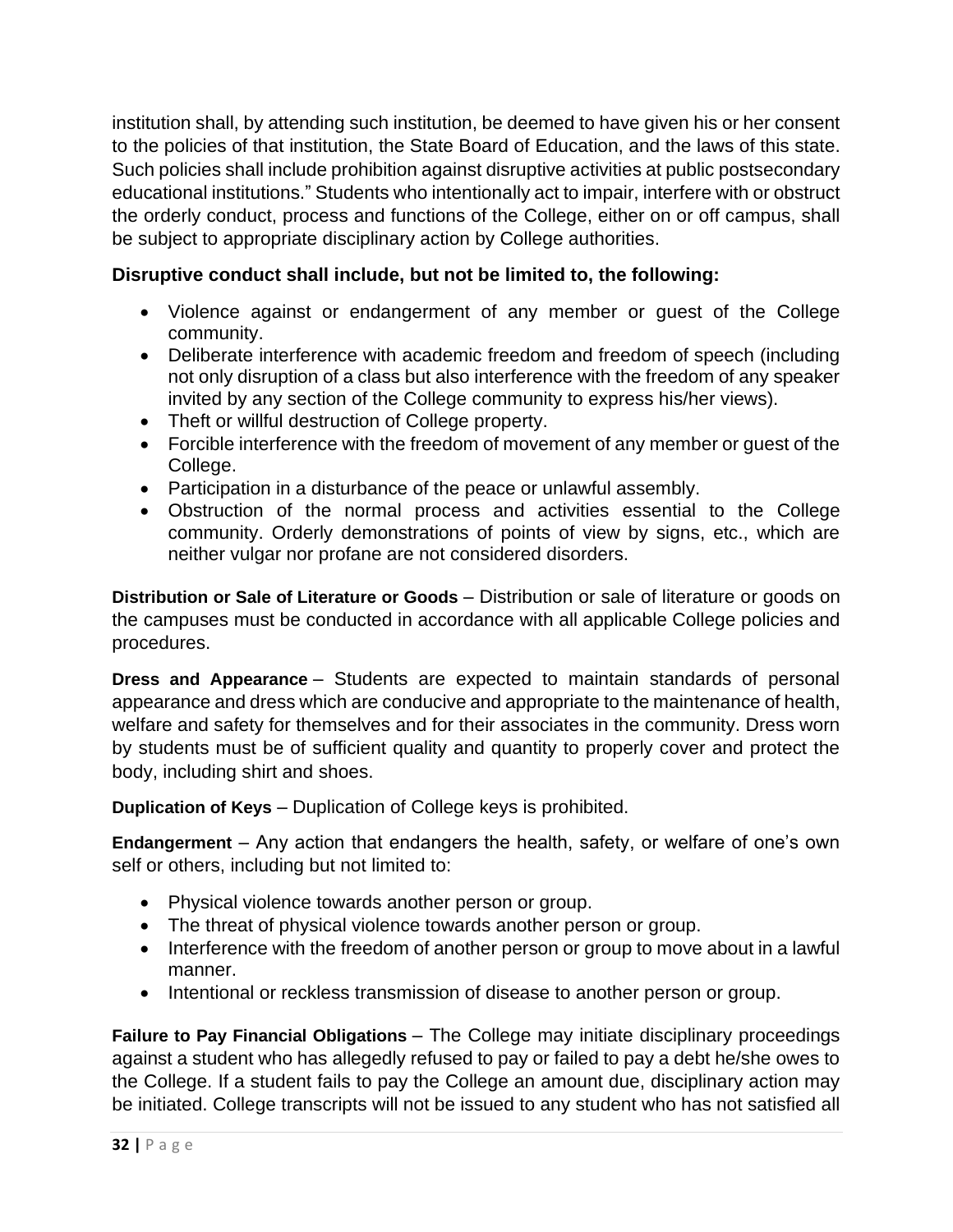institution shall, by attending such institution, be deemed to have given his or her consent to the policies of that institution, the State Board of Education, and the laws of this state. Such policies shall include prohibition against disruptive activities at public postsecondary educational institutions." Students who intentionally act to impair, interfere with or obstruct the orderly conduct, process and functions of the College, either on or off campus, shall be subject to appropriate disciplinary action by College authorities.

**Disruptive conduct shall include, but not be limited to, the following:**

- Violence against or endangerment of any member or guest of the College community.
- Deliberate interference with academic freedom and freedom of speech (including not only disruption of a class but also interference with the freedom of any speaker invited by any section of the College community to express his/her views).
- Theft or willful destruction of College property.
- Forcible interference with the freedom of movement of any member or guest of the College.
- Participation in a disturbance of the peace or unlawful assembly.
- Obstruction of the normal process and activities essential to the College community. Orderly demonstrations of points of view by signs, etc., which are neither vulgar nor profane are not considered disorders.

**Distribution or Sale of Literature or Goods** – Distribution or sale of literature or goods on the campuses must be conducted in accordance with all applicable College policies and procedures.

**Dress and Appearance** – Students are expected to maintain standards of personal appearance and dress which are conducive and appropriate to the maintenance of health, welfare and safety for themselves and for their associates in the community. Dress worn by students must be of sufficient quality and quantity to properly cover and protect the body, including shirt and shoes.

**Duplication of Keys** – Duplication of College keys is prohibited.

**Endangerment** – Any action that endangers the health, safety, or welfare of one's own self or others, including but not limited to:

- Physical violence towards another person or group.
- The threat of physical violence towards another person or group.
- Interference with the freedom of another person or group to move about in a lawful manner.
- Intentional or reckless transmission of disease to another person or group.

**Failure to Pay Financial Obligations** – The College may initiate disciplinary proceedings against a student who has allegedly refused to pay or failed to pay a debt he/she owes to the College. If a student fails to pay the College an amount due, disciplinary action may be initiated. College transcripts will not be issued to any student who has not satisfied all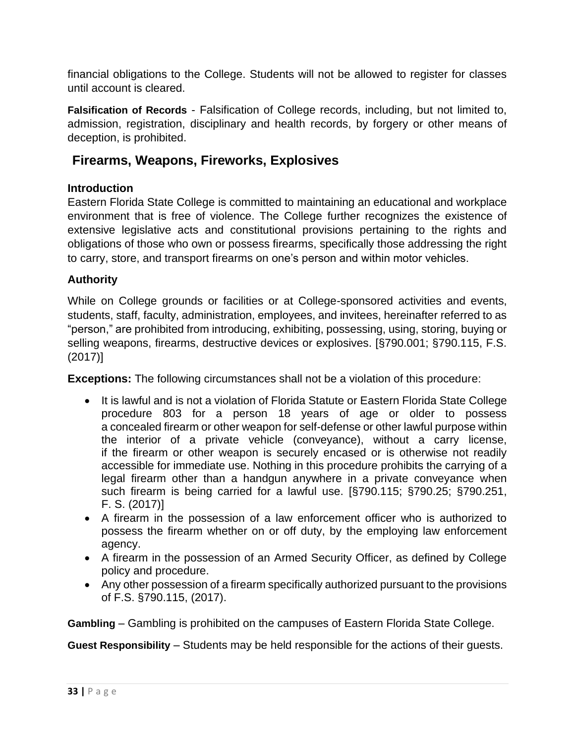financial obligations to the College. Students will not be allowed to register for classes until account is cleared.

**Falsification of Records** - Falsification of College records, including, but not limited to, admission, registration, disciplinary and health records, by forgery or other means of deception, is prohibited.

## Firearms, Weapons, Fireworks, Explosives

### Introduction

Eastern Florida State College is committed to maintaining an educational and workplace environment that is free of violence. The College further recognizes the existence of extensive legislative acts and constitutional provisions pertaining to the rights and obligations of those who own or possess firearms, specifically those addressing the right to carry, store, and transport firearms on one's person and within motor vehicles.

### Authority

While on College grounds or facilities or at College-sponsored activities and events, students, staff, faculty, administration, employees, and invitees, hereinafter referred to as "person," are prohibited from introducing, exhibiting, possessing, using, storing, buying or selling weapons, firearms, destructive devices or explosives. [§790.001; §790.115, F.S. (2017)]

**Exceptions:** The following circumstances shall not be a violation of this procedure:

- It is lawful and is not a violation of Florida Statute or Eastern Florida State College procedure 803 for a person 18 years of age or older to possess a concealed firearm or other weapon for self-defense or other lawful purpose within the interior of a private vehicle (conveyance), without a carry license, if the firearm or other weapon is securely encased or is otherwise not readily accessible for immediate use. Nothing in this procedure prohibits the carrying of a legal firearm other than a handgun anywhere in a private conveyance when such firearm is being carried for a lawful use. [§790.115; §790.25; §790.251, F. S. (2017)]
- A firearm in the possession of a law enforcement officer who is authorized to possess the firearm whether on or off duty, by the employing law enforcement agency.
- A firearm in the possession of an Armed Security Officer, as defined by College policy and procedure.
- Any other possession of a firearm specifically authorized pursuant to the provisions of F.S. §790.115, (2017).

**Gambling** – Gambling is prohibited on the campuses of Eastern Florida State College.

**Guest Responsibility** – Students may be held responsible for the actions of their guests.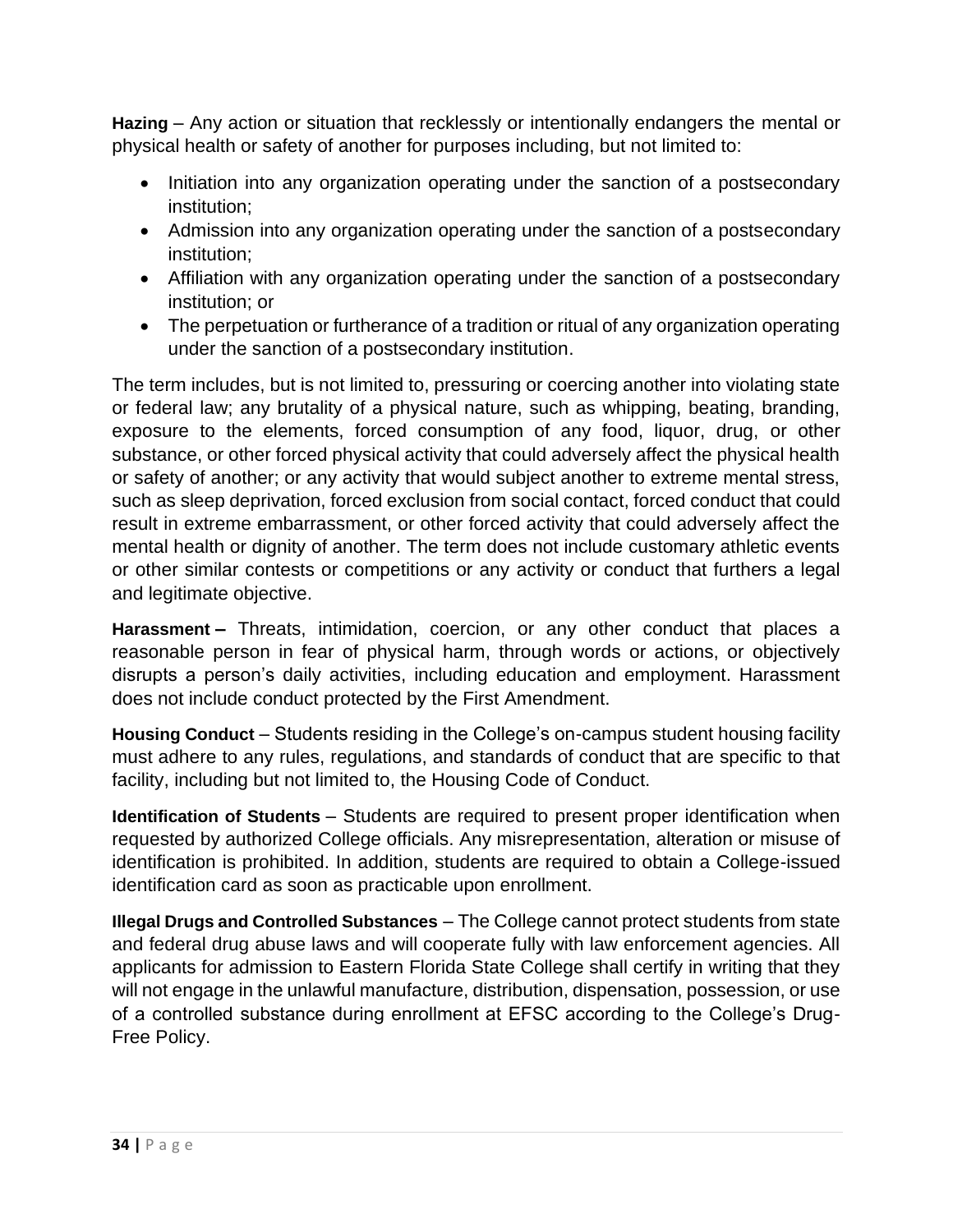**Hazing** – Any action or situation that recklessly or intentionally endangers the mental or physical health or safety of another for purposes including, but not limited to:

- Initiation into any organization operating under the sanction of a postsecondary institution;
- Admission into any organization operating under the sanction of a postsecondary institution;
- Affiliation with any organization operating under the sanction of a postsecondary institution; or
- The perpetuation or furtherance of a tradition or ritual of any organization operating under the sanction of a postsecondary institution.

The term includes, but is not limited to, pressuring or coercing another into violating state or federal law; any brutality of a physical nature, such as whipping, beating, branding, exposure to the elements, forced consumption of any food, liquor, drug, or other substance, or other forced physical activity that could adversely affect the physical health or safety of another; or any activity that would subject another to extreme mental stress, such as sleep deprivation, forced exclusion from social contact, forced conduct that could result in extreme embarrassment, or other forced activity that could adversely affect the mental health or dignity of another. The term does not include customary athletic events or other similar contests or competitions or any activity or conduct that furthers a legal and legitimate objective.

**Harassment –** Threats, intimidation, coercion, or any other conduct that places a reasonable person in fear of physical harm, through words or actions, or objectively disrupts a person's daily activities, including education and employment. Harassment does not include conduct protected by the First Amendment.

**Housing Conduct** – Students residing in the College's on-campus student housing facility must adhere to any rules, regulations, and standards of conduct that are specific to that facility, including but not limited to, the Housing Code of Conduct.

**Identification of Students** – Students are required to present proper identification when requested by authorized College officials. Any misrepresentation, alteration or misuse of identification is prohibited. In addition, students are required to obtain a College-issued identification card as soon as practicable upon enrollment.

**Illegal Drugs and Controlled Substances** – The College cannot protect students from state and federal drug abuse laws and will cooperate fully with law enforcement agencies. All applicants for admission to Eastern Florida State College shall certify in writing that they will not engage in the unlawful manufacture, distribution, dispensation, possession, or use of a controlled substance during enrollment at EFSC according to the College's Drug-Free Policy.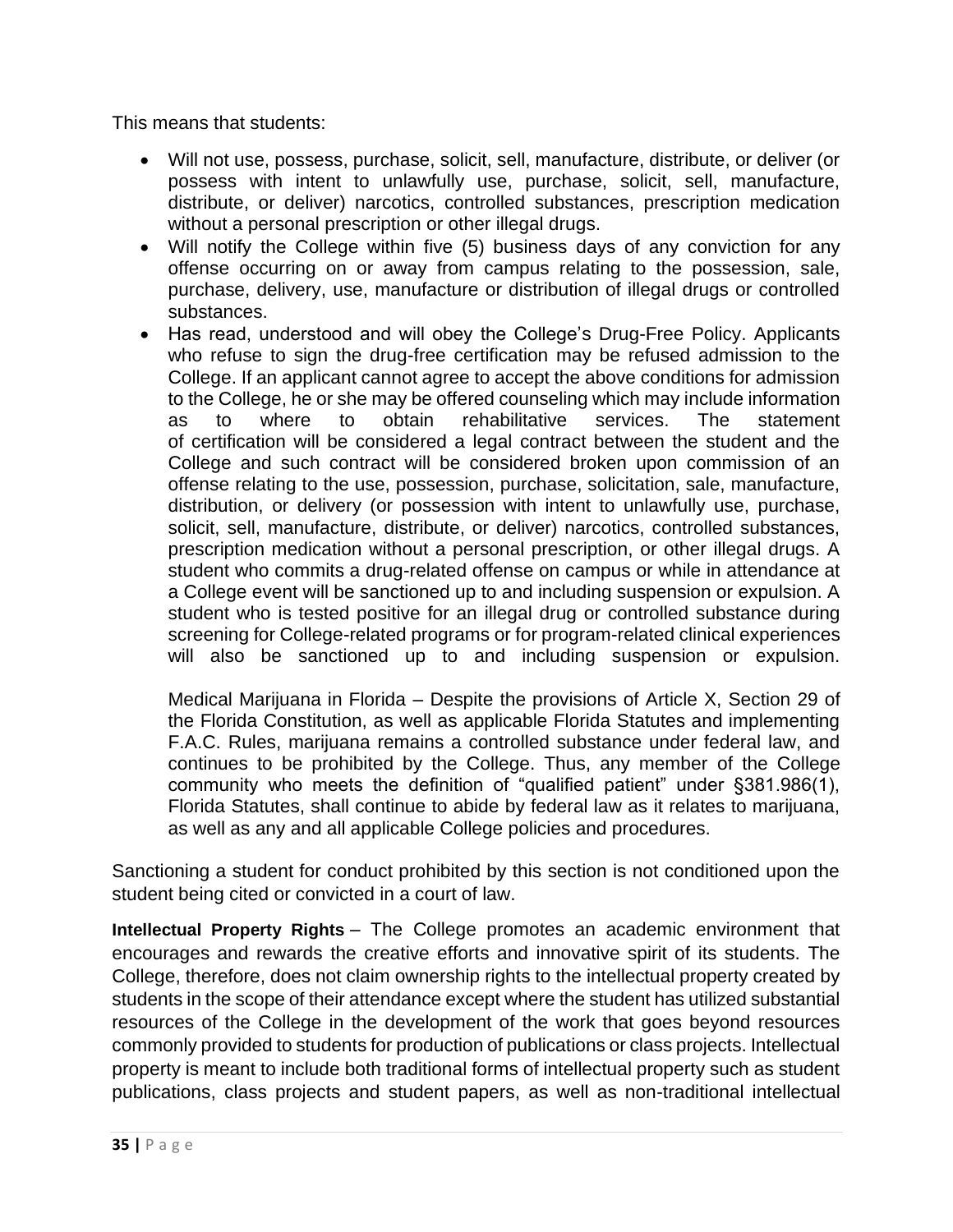This means that students:

- Will not use, possess, purchase, solicit, sell, manufacture, distribute, or deliver (or possess with intent to unlawfully use, purchase, solicit, sell, manufacture, distribute, or deliver) narcotics, controlled substances, prescription medication without a personal prescription or other illegal drugs.
- Will notify the College within five (5) business days of any conviction for any offense occurring on or away from campus relating to the possession, sale, purchase, delivery, use, manufacture or distribution of illegal drugs or controlled substances.
- Has read, understood and will obey the College's Drug-Free Policy. Applicants who refuse to sign the drug-free certification may be refused admission to the College. If an applicant cannot agree to accept the above conditions for admission to the College, he or she may be offered counseling which may include information as to where to obtain rehabilitative services. The statement of certification will be considered a legal contract between the student and the College and such contract will be considered broken upon commission of an offense relating to the use, possession, purchase, solicitation, sale, manufacture, distribution, or delivery (or possession with intent to unlawfully use, purchase, solicit, sell, manufacture, distribute, or deliver) narcotics, controlled substances, prescription medication without a personal prescription, or other illegal drugs. A student who commits a drug-related offense on campus or while in attendance at a College event will be sanctioned up to and including suspension or expulsion. A student who is tested positive for an illegal drug or controlled substance during screening for College-related programs or for program-related clinical experiences will also be sanctioned up to and including suspension or expulsion.

  Medical Marijuana in Florida – Despite the provisions of Article X, Section 29 of the Florida Constitution, as well as applicable Florida Statutes and implementing F.A.C. Rules, marijuana remains a controlled substance under federal law, and continues to be prohibited by the College. Thus, any member of the College community who meets the definition of "qualified patient" under §381.986(1), Florida Statutes, shall continue to abide by federal law as it relates to marijuana, as well as any and all applicable College policies and procedures.

Sanctioning a student for conduct prohibited by this section is not conditioned upon the student being cited or convicted in a court of law.

**Intellectual Property Rights** – The College promotes an academic environment that encourages and rewards the creative efforts and innovative spirit of its students. The College, therefore, does not claim ownership rights to the intellectual property created by students in the scope of their attendance except where the student has utilized substantial resources of the College in the development of the work that goes beyond resources commonly provided to students for production of publications or class projects. Intellectual property is meant to include both traditional forms of intellectual property such as student publications, class projects and student papers, as well as non-traditional intellectual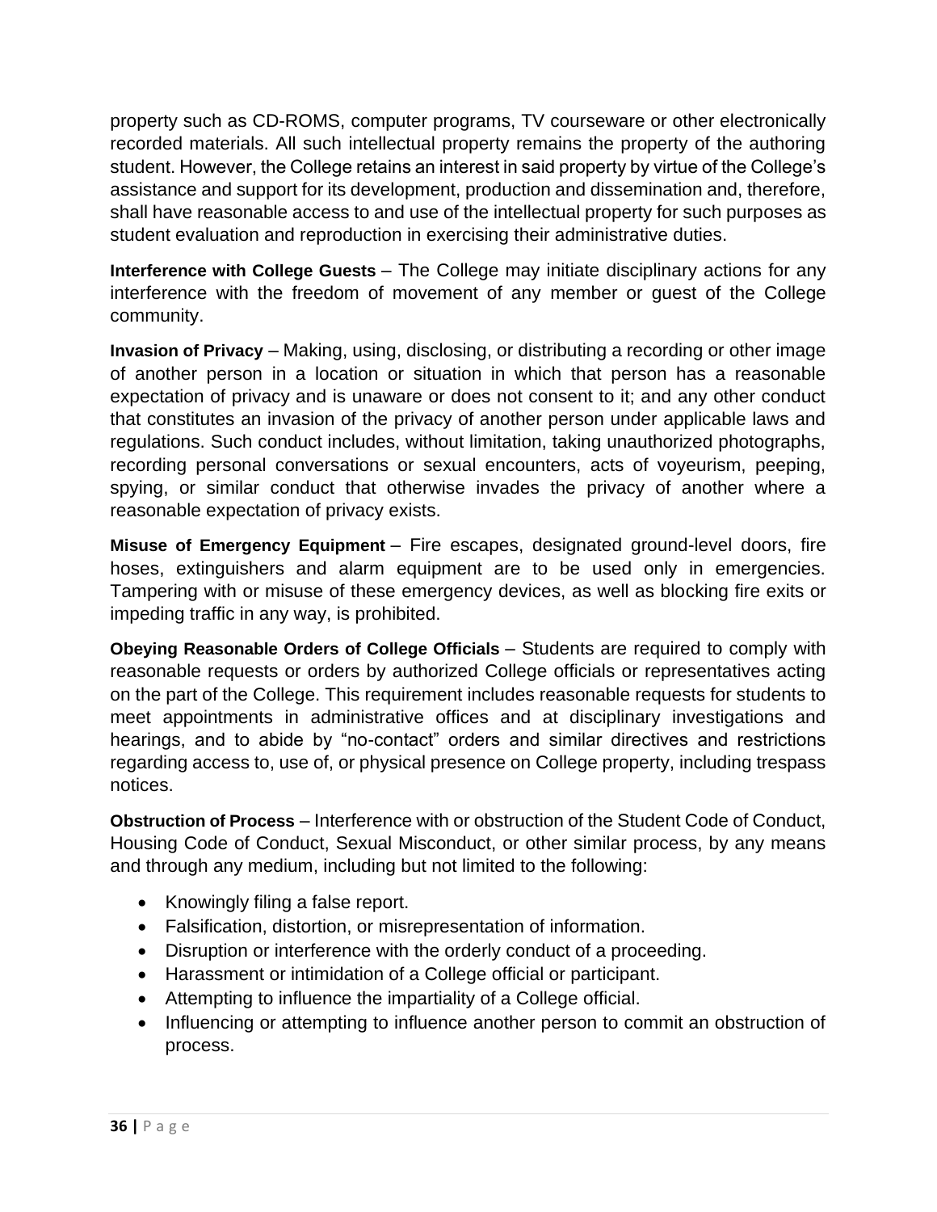property such as CD-ROMS, computer programs, TV courseware or other electronically recorded materials. All such intellectual property remains the property of the authoring student. However, the College retains an interest in said property by virtue of the College's assistance and support for its development, production and dissemination and, therefore, shall have reasonable access to and use of the intellectual property for such purposes as student evaluation and reproduction in exercising their administrative duties.

**Interference with College Guests** – The College may initiate disciplinary actions for any interference with the freedom of movement of any member or guest of the College community.

**Invasion of Privacy** – Making, using, disclosing, or distributing a recording or other image of another person in a location or situation in which that person has a reasonable expectation of privacy and is unaware or does not consent to it; and any other conduct that constitutes an invasion of the privacy of another person under applicable laws and regulations. Such conduct includes, without limitation, taking unauthorized photographs, recording personal conversations or sexual encounters, acts of voyeurism, peeping, spying, or similar conduct that otherwise invades the privacy of another where a reasonable expectation of privacy exists.

**Misuse of Emergency Equipment** – Fire escapes, designated ground-level doors, fire hoses, extinguishers and alarm equipment are to be used only in emergencies. Tampering with or misuse of these emergency devices, as well as blocking fire exits or impeding traffic in any way, is prohibited.

**Obeying Reasonable Orders of College Officials** – Students are required to comply with reasonable requests or orders by authorized College officials or representatives acting on the part of the College. This requirement includes reasonable requests for students to meet appointments in administrative offices and at disciplinary investigations and hearings, and to abide by "no-contact" orders and similar directives and restrictions regarding access to, use of, or physical presence on College property, including trespass notices.

**Obstruction of Process** – Interference with or obstruction of the Student Code of Conduct, Housing Code of Conduct, Sexual Misconduct, or other similar process, by any means and through any medium, including but not limited to the following:

- Knowingly filing a false report.
- Falsification, distortion, or misrepresentation of information.
- Disruption or interference with the orderly conduct of a proceeding.
- Harassment or intimidation of a College official or participant.
- Attempting to influence the impartiality of a College official.
- Influencing or attempting to influence another person to commit an obstruction of process.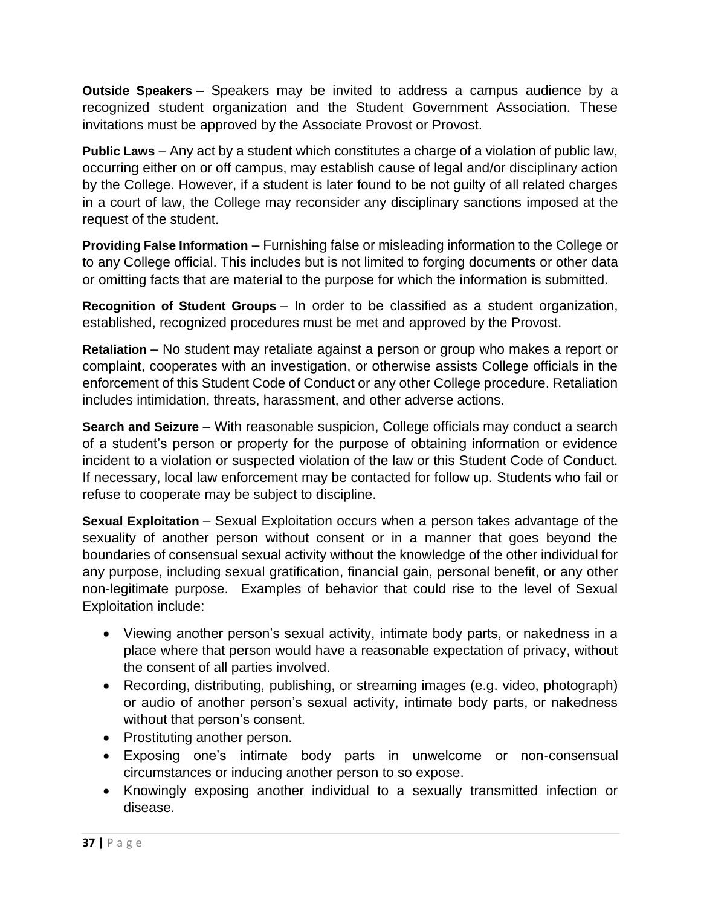**Outside Speakers** – Speakers may be invited to address a campus audience by a recognized student organization and the Student Government Association. These invitations must be approved by the Associate Provost or Provost.

**Public Laws** – Any act by a student which constitutes a charge of a violation of public law, occurring either on or off campus, may establish cause of legal and/or disciplinary action by the College. However, if a student is later found to be not guilty of all related charges in a court of law, the College may reconsider any disciplinary sanctions imposed at the request of the student.

**Providing False Information** – Furnishing false or misleading information to the College or to any College official. This includes but is not limited to forging documents or other data or omitting facts that are material to the purpose for which the information is submitted.

**Recognition of Student Groups** – In order to be classified as a student organization, established, recognized procedures must be met and approved by the Provost.

**Retaliation** – No student may retaliate against a person or group who makes a report or complaint, cooperates with an investigation, or otherwise assists College officials in the enforcement of this Student Code of Conduct or any other College procedure. Retaliation includes intimidation, threats, harassment, and other adverse actions.

**Search and Seizure** – With reasonable suspicion, College officials may conduct a search of a student's person or property for the purpose of obtaining information or evidence incident to a violation or suspected violation of the law or this Student Code of Conduct. If necessary, local law enforcement may be contacted for follow up. Students who fail or refuse to cooperate may be subject to discipline.

**Sexual Exploitation** – Sexual Exploitation occurs when a person takes advantage of the sexuality of another person without consent or in a manner that goes beyond the boundaries of consensual sexual activity without the knowledge of the other individual for any purpose, including sexual gratification, financial gain, personal benefit, or any other non-legitimate purpose. Examples of behavior that could rise to the level of Sexual Exploitation include:

- Viewing another person's sexual activity, intimate body parts, or nakedness in a place where that person would have a reasonable expectation of privacy, without the consent of all parties involved.
- Recording, distributing, publishing, or streaming images (e.g. video, photograph) or audio of another person's sexual activity, intimate body parts, or nakedness without that person's consent.
- Prostituting another person.
- Exposing one's intimate body parts in unwelcome or non-consensual circumstances or inducing another person to so expose.
- Knowingly exposing another individual to a sexually transmitted infection or disease.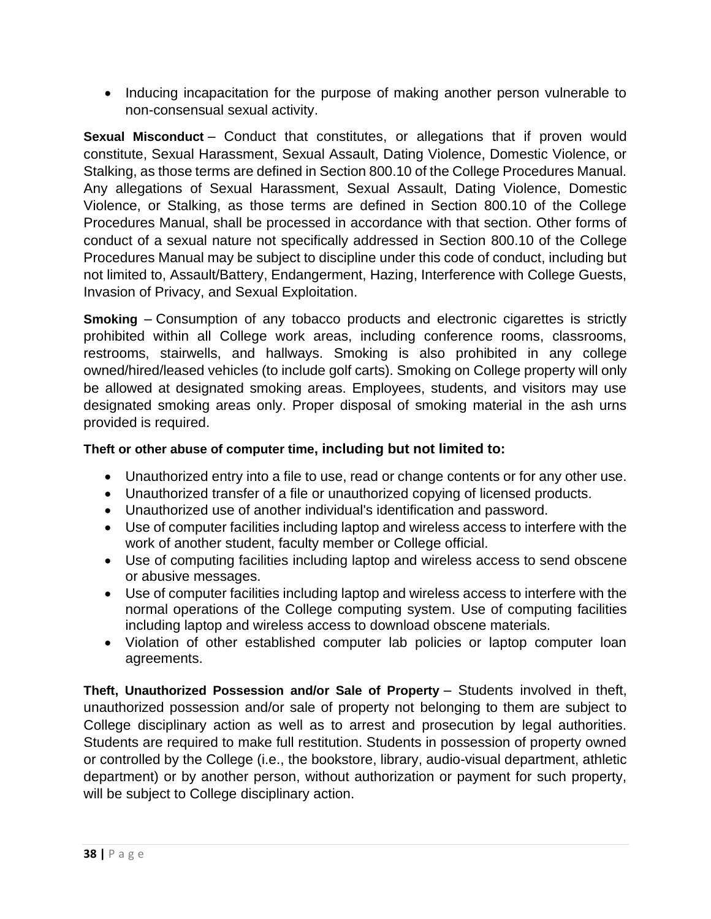- Inducing incapacitation for the purpose of making another person vulnerable to non-consensual sexual activity.

**Sexual Misconduct** – Conduct that constitutes, or allegations that if proven would constitute, Sexual Harassment, Sexual Assault, Dating Violence, Domestic Violence, or Stalking, as those terms are defined in Section 800.10 of the College Procedures Manual. Any allegations of Sexual Harassment, Sexual Assault, Dating Violence, Domestic Violence, or Stalking, as those terms are defined in Section 800.10 of the College Procedures Manual, shall be processed in accordance with that section. Other forms of conduct of a sexual nature not specifically addressed in Section 800.10 of the College Procedures Manual may be subject to discipline under this code of conduct, including but not limited to, Assault/Battery, Endangerment, Hazing, Interference with College Guests, Invasion of Privacy, and Sexual Exploitation.

**Smoking** – Consumption of any tobacco products and electronic cigarettes is strictly prohibited within all College work areas, including conference rooms, classrooms, restrooms, stairwells, and hallways. Smoking is also prohibited in any college owned/hired/leased vehicles (to include golf carts). Smoking on College property will only be allowed at designated smoking areas. Employees, students, and visitors may use designated smoking areas only. Proper disposal of smoking material in the ash urns provided is required.

**Theft or other abuse of computer time, including but not limited to:**

- Unauthorized entry into a file to use, read or change contents or for any other use.
- Unauthorized transfer of a file or unauthorized copying of licensed products.
- Unauthorized use of another individual's identification and password.
- Use of computer facilities including laptop and wireless access to interfere with the work of another student, faculty member or College official.
- Use of computing facilities including laptop and wireless access to send obscene or abusive messages.
- Use of computer facilities including laptop and wireless access to interfere with the normal operations of the College computing system. Use of computing facilities including laptop and wireless access to download obscene materials.
- Violation of other established computer lab policies or laptop computer loan agreements.

**Theft, Unauthorized Possession and/or Sale of Property** – Students involved in theft, unauthorized possession and/or sale of property not belonging to them are subject to College disciplinary action as well as to arrest and prosecution by legal authorities. Students are required to make full restitution. Students in possession of property owned or controlled by the College (i.e., the bookstore, library, audio-visual department, athletic department) or by another person, without authorization or payment for such property, will be subject to College disciplinary action.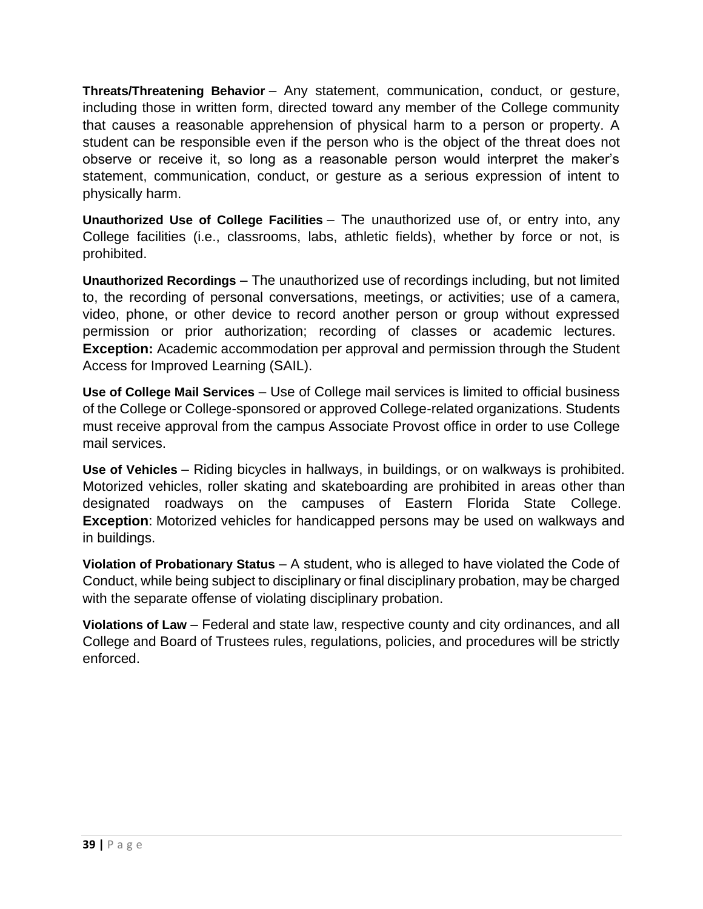**Threats/Threatening Behavior** – Any statement, communication, conduct, or gesture, including those in written form, directed toward any member of the College community that causes a reasonable apprehension of physical harm to a person or property. A student can be responsible even if the person who is the object of the threat does not observe or receive it, so long as a reasonable person would interpret the maker's statement, communication, conduct, or gesture as a serious expression of intent to physically harm.

**Unauthorized Use of College Facilities** – The unauthorized use of, or entry into, any College facilities (i.e., classrooms, labs, athletic fields), whether by force or not, is prohibited.

**Unauthorized Recordings** – The unauthorized use of recordings including, but not limited to, the recording of personal conversations, meetings, or activities; use of a camera, video, phone, or other device to record another person or group without expressed permission or prior authorization; recording of classes or academic lectures. **Exception:** Academic accommodation per approval and permission through the Student Access for Improved Learning (SAIL).

**Use of College Mail Services** – Use of College mail services is limited to official business of the College or College-sponsored or approved College-related organizations. Students must receive approval from the campus Associate Provost office in order to use College mail services.

**Use of Vehicles** – Riding bicycles in hallways, in buildings, or on walkways is prohibited. Motorized vehicles, roller skating and skateboarding are prohibited in areas other than designated roadways on the campuses of Eastern Florida State College. **Exception**: Motorized vehicles for handicapped persons may be used on walkways and in buildings.

**Violation of Probationary Status** – A student, who is alleged to have violated the Code of Conduct, while being subject to disciplinary or final disciplinary probation, may be charged with the separate offense of violating disciplinary probation.

**Violations of Law** – Federal and state law, respective county and city ordinances, and all College and Board of Trustees rules, regulations, policies, and procedures will be strictly enforced.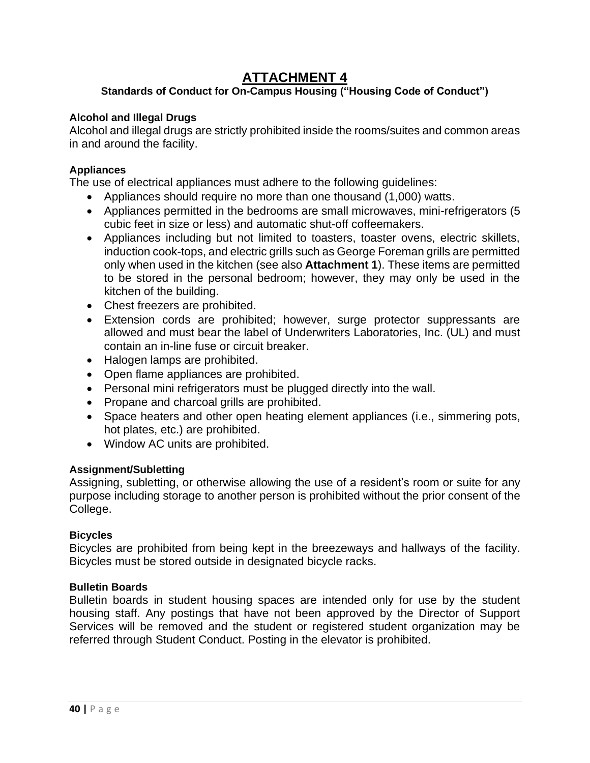# ATTACHMENT 4

**Standards of Conduct for On-Campus Housing ("Housing Code of Conduct")**

### Alcohol and Illegal Drugs

Alcohol and illegal drugs are strictly prohibited inside the rooms/suites and common areas in and around the facility.

### Appliances

The use of electrical appliances must adhere to the following guidelines:

- Appliances should require no more than one thousand (1,000) watts.
- Appliances permitted in the bedrooms are small microwaves, mini-refrigerators (5 cubic feet in size or less) and automatic shut-off coffeemakers.
- Appliances including but not limited to toasters, toaster ovens, electric skillets, induction cook-tops, and electric grills such as George Foreman grills are permitted only when used in the kitchen (see also **Attachment 1**). These items are permitted to be stored in the personal bedroom; however, they may only be used in the kitchen of the building.
- Chest freezers are prohibited.
- Extension cords are prohibited; however, surge protector suppressants are allowed and must bear the label of Underwriters Laboratories, Inc. (UL) and must contain an in-line fuse or circuit breaker.
- Halogen lamps are prohibited.
- Open flame appliances are prohibited.
- Personal mini refrigerators must be plugged directly into the wall.
- Propane and charcoal grills are prohibited.
- Space heaters and other open heating element appliances (i.e., simmering pots, hot plates, etc.) are prohibited.
- Window AC units are prohibited.

### Assignment/Subletting

Assigning, subletting, or otherwise allowing the use of a resident's room or suite for any purpose including storage to another person is prohibited without the prior consent of the College.

### Bicycles

Bicycles are prohibited from being kept in the breezeways and hallways of the facility. Bicycles must be stored outside in designated bicycle racks.

### Bulletin Boards

Bulletin boards in student housing spaces are intended only for use by the student housing staff. Any postings that have not been approved by the Director of Support Services will be removed and the student or registered student organization may be referred through Student Conduct. Posting in the elevator is prohibited.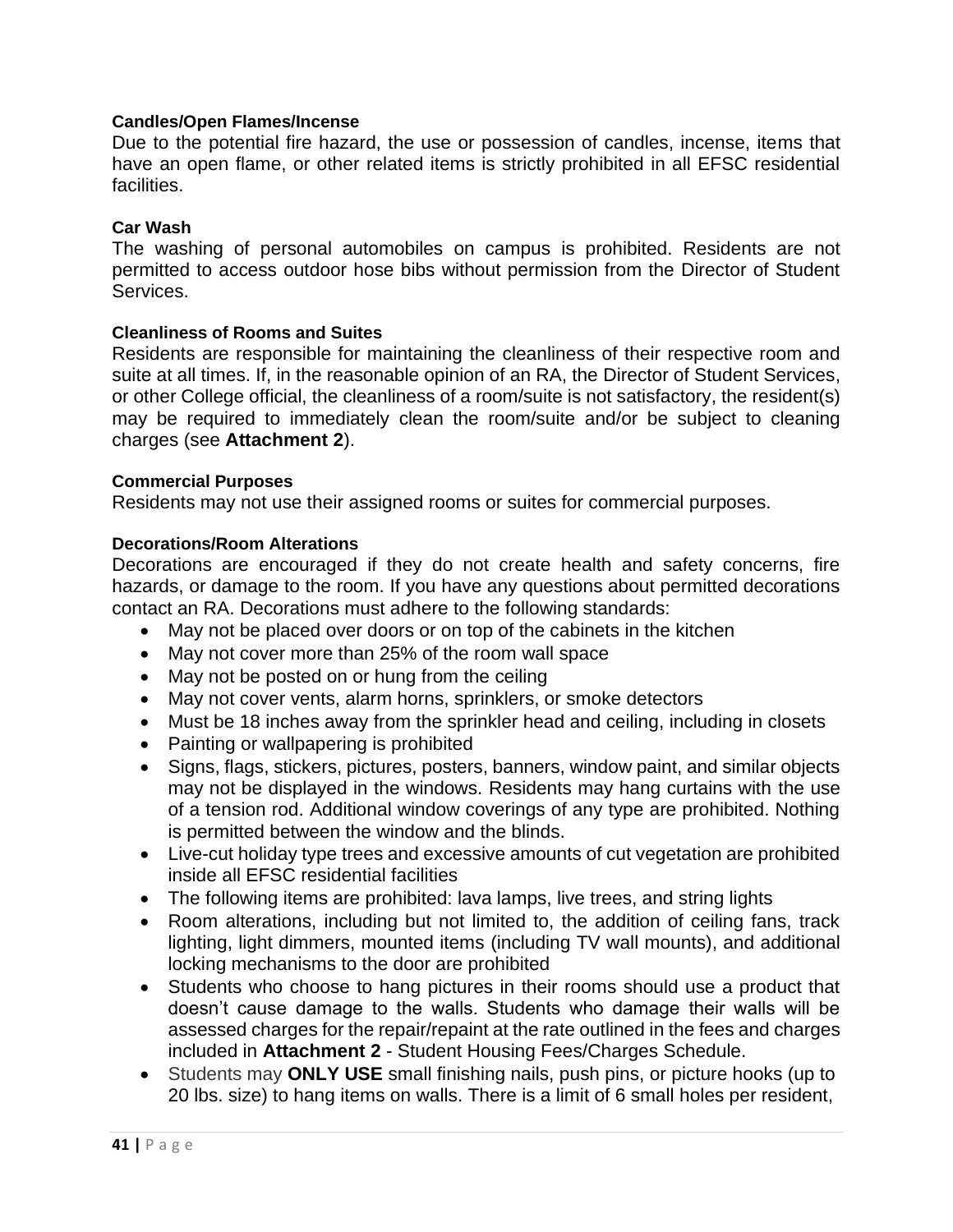### Candles/Open Flames/Incense

Due to the potential fire hazard, the use or possession of candles, incense, items that have an open flame, or other related items is strictly prohibited in all EFSC residential facilities.

### Car Wash

The washing of personal automobiles on campus is prohibited. Residents are not permitted to access outdoor hose bibs without permission from the Director of Student Services.

### Cleanliness of Rooms and Suites

Residents are responsible for maintaining the cleanliness of their respective room and suite at all times. If, in the reasonable opinion of an RA, the Director of Student Services, or other College official, the cleanliness of a room/suite is not satisfactory, the resident(s) may be required to immediately clean the room/suite and/or be subject to cleaning charges (see **Attachment 2**).

### Commercial Purposes

Residents may not use their assigned rooms or suites for commercial purposes.

### Decorations/Room Alterations

Decorations are encouraged if they do not create health and safety concerns, fire hazards, or damage to the room. If you have any questions about permitted decorations contact an RA. Decorations must adhere to the following standards:

- May not be placed over doors or on top of the cabinets in the kitchen
- May not cover more than 25% of the room wall space
- May not be posted on or hung from the ceiling
- May not cover vents, alarm horns, sprinklers, or smoke detectors
- Must be 18 inches away from the sprinkler head and ceiling, including in closets
- Painting or wallpapering is prohibited
- Signs, flags, stickers, pictures, posters, banners, window paint, and similar objects may not be displayed in the windows. Residents may hang curtains with the use of a tension rod. Additional window coverings of any type are prohibited. Nothing is permitted between the window and the blinds.
- Live-cut holiday type trees and excessive amounts of cut vegetation are prohibited inside all EFSC residential facilities
- The following items are prohibited: lava lamps, live trees, and string lights
- Room alterations, including but not limited to, the addition of ceiling fans, track lighting, light dimmers, mounted items (including TV wall mounts), and additional locking mechanisms to the door are prohibited
- Students who choose to hang pictures in their rooms should use a product that doesn't cause damage to the walls. Students who damage their walls will be assessed charges for the repair/repaint at the rate outlined in the fees and charges included in **Attachment 2** - Student Housing Fees/Charges Schedule.
- Students may **ONLY USE** small finishing nails, push pins, or picture hooks (up to 20 lbs. size) to hang items on walls. There is a limit of 6 small holes per resident,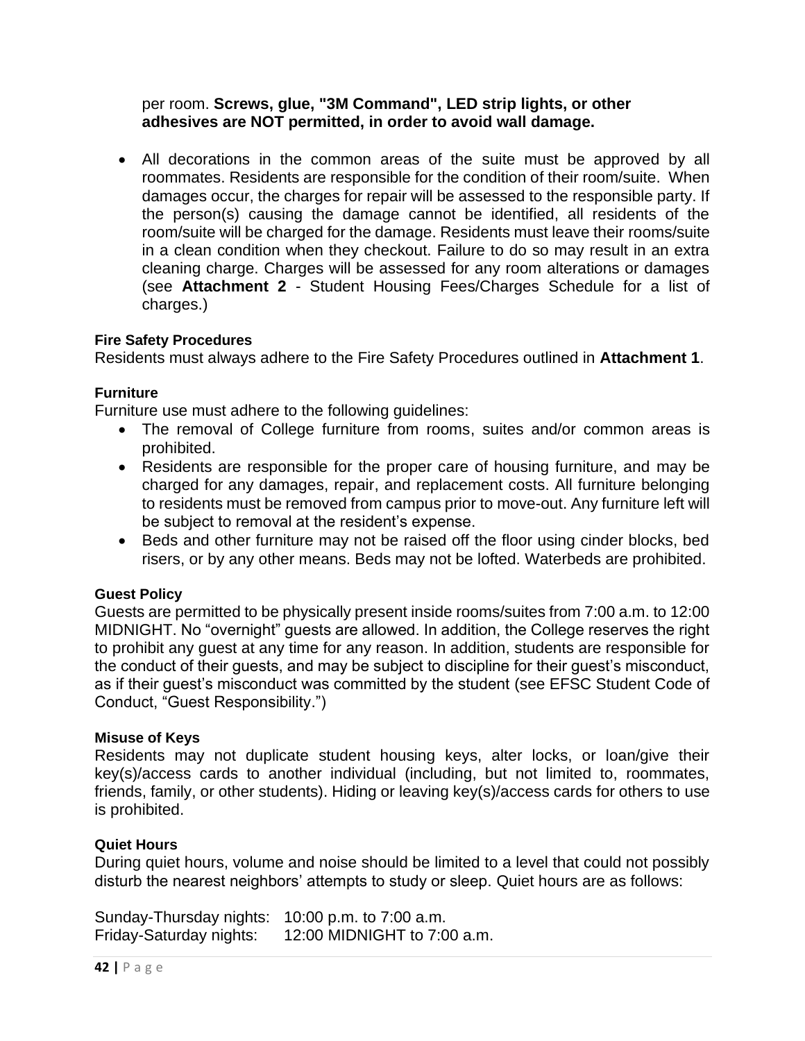per room. **Screws, glue, "3M Command", LED strip lights, or other adhesives are NOT permitted, in order to avoid wall damage.**

- All decorations in the common areas of the suite must be approved by all roommates. Residents are responsible for the condition of their room/suite. When damages occur, the charges for repair will be assessed to the responsible party. If the person(s) causing the damage cannot be identified, all residents of the room/suite will be charged for the damage. Residents must leave their rooms/suite in a clean condition when they checkout. Failure to do so may result in an extra cleaning charge. Charges will be assessed for any room alterations or damages (see **Attachment 2** - Student Housing Fees/Charges Schedule for a list of charges.)

#### Fire Safety Procedures

Residents must always adhere to the Fire Safety Procedures outlined in **Attachment 1**.

#### Furniture

Furniture use must adhere to the following guidelines:

- The removal of College furniture from rooms, suites and/or common areas is prohibited.
- Residents are responsible for the proper care of housing furniture, and may be charged for any damages, repair, and replacement costs. All furniture belonging to residents must be removed from campus prior to move-out. Any furniture left will be subject to removal at the resident's expense.
- Beds and other furniture may not be raised off the floor using cinder blocks, bed risers, or by any other means. Beds may not be lofted. Waterbeds are prohibited.

#### Guest Policy

Guests are permitted to be physically present inside rooms/suites from 7:00 a.m. to 12:00 MIDNIGHT. No "overnight" guests are allowed. In addition, the College reserves the right to prohibit any guest at any time for any reason. In addition, students are responsible for the conduct of their guests, and may be subject to discipline for their guest's misconduct, as if their guest's misconduct was committed by the student (see EFSC Student Code of Conduct, "Guest Responsibility.")

#### Misuse of Keys

Residents may not duplicate student housing keys, alter locks, or loan/give their key(s)/access cards to another individual (including, but not limited to, roommates, friends, family, or other students). Hiding or leaving key(s)/access cards for others to use is prohibited.

#### Quiet Hours

During quiet hours, volume and noise should be limited to a level that could not possibly disturb the nearest neighbors' attempts to study or sleep. Quiet hours are as follows:

Sunday-Thursday nights: 10:00 p.m. to 7:00 a.m.
Friday-Saturday nights: 12:00 MIDNIGHT to 7:00 a.m.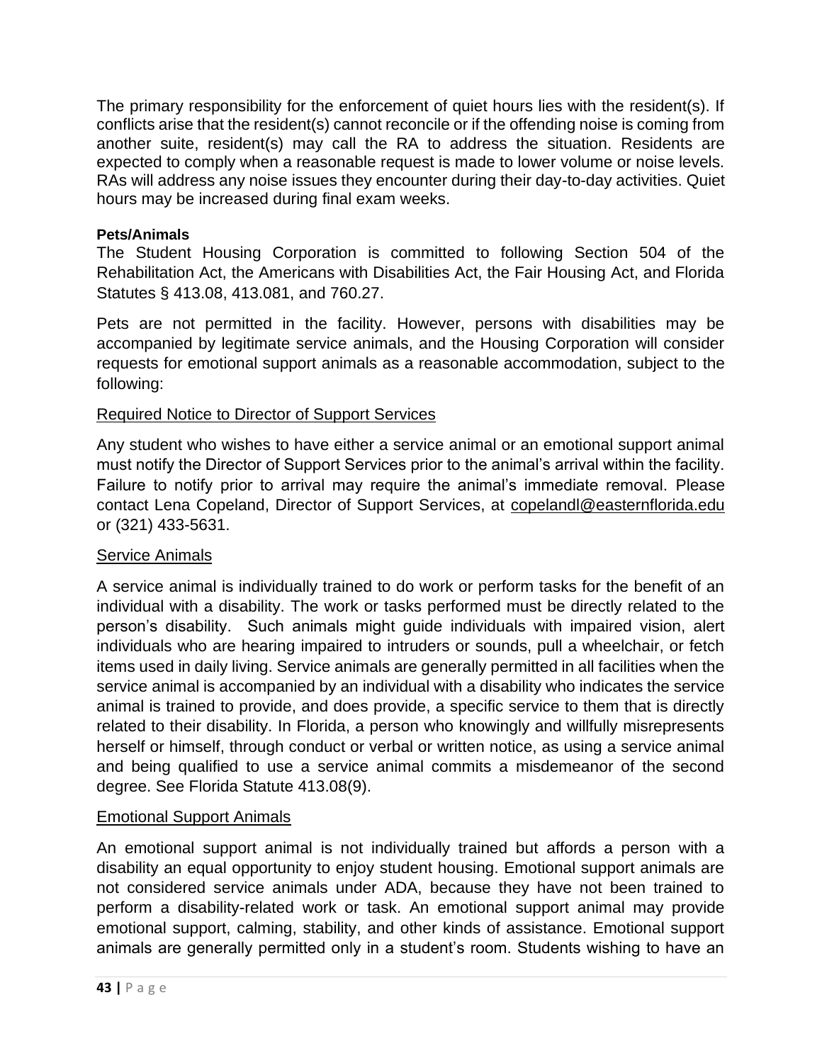The primary responsibility for the enforcement of quiet hours lies with the resident(s). If conflicts arise that the resident(s) cannot reconcile or if the offending noise is coming from another suite, resident(s) may call the RA to address the situation. Residents are expected to comply when a reasonable request is made to lower volume or noise levels. RAs will address any noise issues they encounter during their day-to-day activities. Quiet hours may be increased during final exam weeks.

**Pets/Animals**

The Student Housing Corporation is committed to following Section 504 of the Rehabilitation Act, the Americans with Disabilities Act, the Fair Housing Act, and Florida Statutes § 413.08, 413.081, and 760.27.

Pets are not permitted in the facility. However, persons with disabilities may be accompanied by legitimate service animals, and the Housing Corporation will consider requests for emotional support animals as a reasonable accommodation, subject to the following:

<u>Required Notice to Director of Support Services</u>

Any student who wishes to have either a service animal or an emotional support animal must notify the Director of Support Services prior to the animal's arrival within the facility. Failure to notify prior to arrival may require the animal's immediate removal. Please contact Lena Copeland, Director of Support Services, at copelandl@easternflorida.edu or (321) 433-5631.

<u>Service Animals</u>

A service animal is individually trained to do work or perform tasks for the benefit of an individual with a disability. The work or tasks performed must be directly related to the person's disability. Such animals might guide individuals with impaired vision, alert individuals who are hearing impaired to intruders or sounds, pull a wheelchair, or fetch items used in daily living. Service animals are generally permitted in all facilities when the service animal is accompanied by an individual with a disability who indicates the service animal is trained to provide, and does provide, a specific service to them that is directly related to their disability. In Florida, a person who knowingly and willfully misrepresents herself or himself, through conduct or verbal or written notice, as using a service animal and being qualified to use a service animal commits a misdemeanor of the second degree. See Florida Statute 413.08(9).

<u>Emotional Support Animals</u>

An emotional support animal is not individually trained but affords a person with a disability an equal opportunity to enjoy student housing. Emotional support animals are not considered service animals under ADA, because they have not been trained to perform a disability-related work or task. An emotional support animal may provide emotional support, calming, stability, and other kinds of assistance. Emotional support animals are generally permitted only in a student's room. Students wishing to have an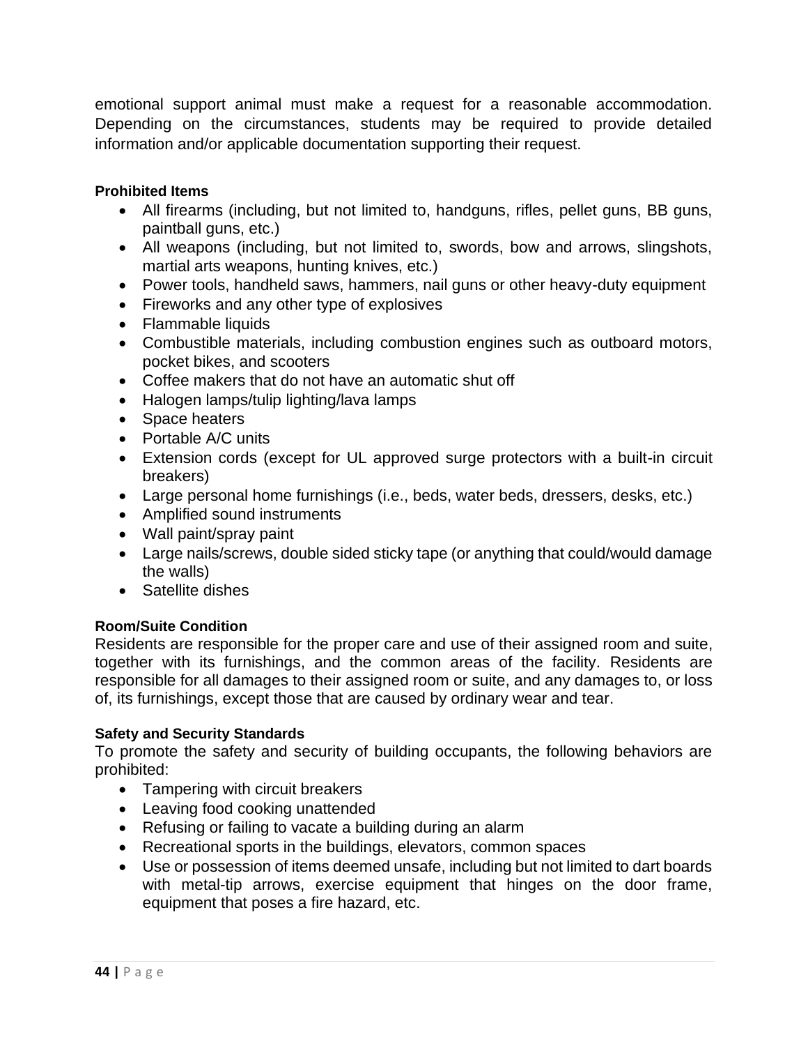emotional support animal must make a request for a reasonable accommodation. Depending on the circumstances, students may be required to provide detailed information and/or applicable documentation supporting their request.

#### Prohibited Items

- All firearms (including, but not limited to, handguns, rifles, pellet guns, BB guns, paintball guns, etc.)
- All weapons (including, but not limited to, swords, bow and arrows, slingshots, martial arts weapons, hunting knives, etc.)
- Power tools, handheld saws, hammers, nail guns or other heavy-duty equipment
- Fireworks and any other type of explosives
- Flammable liquids
- Combustible materials, including combustion engines such as outboard motors, pocket bikes, and scooters
- Coffee makers that do not have an automatic shut off
- Halogen lamps/tulip lighting/lava lamps
- Space heaters
- Portable A/C units
- Extension cords (except for UL approved surge protectors with a built-in circuit breakers)
- Large personal home furnishings (i.e., beds, water beds, dressers, desks, etc.)
- Amplified sound instruments
- Wall paint/spray paint
- Large nails/screws, double sided sticky tape (or anything that could/would damage the walls)
- Satellite dishes

#### Room/Suite Condition

Residents are responsible for the proper care and use of their assigned room and suite, together with its furnishings, and the common areas of the facility. Residents are responsible for all damages to their assigned room or suite, and any damages to, or loss of, its furnishings, except those that are caused by ordinary wear and tear.

#### Safety and Security Standards

To promote the safety and security of building occupants, the following behaviors are prohibited:

- Tampering with circuit breakers
- Leaving food cooking unattended
- Refusing or failing to vacate a building during an alarm
- Recreational sports in the buildings, elevators, common spaces
- Use or possession of items deemed unsafe, including but not limited to dart boards with metal-tip arrows, exercise equipment that hinges on the door frame, equipment that poses a fire hazard, etc.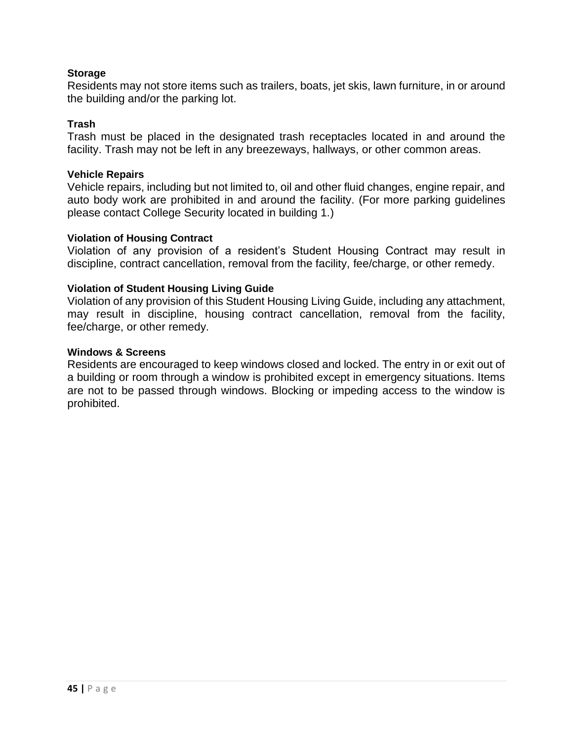**Storage**

Residents may not store items such as trailers, boats, jet skis, lawn furniture, in or around the building and/or the parking lot.

**Trash**

Trash must be placed in the designated trash receptacles located in and around the facility. Trash may not be left in any breezeways, hallways, or other common areas.

**Vehicle Repairs**

Vehicle repairs, including but not limited to, oil and other fluid changes, engine repair, and auto body work are prohibited in and around the facility. (For more parking guidelines please contact College Security located in building 1.)

**Violation of Housing Contract**

Violation of any provision of a resident's Student Housing Contract may result in discipline, contract cancellation, removal from the facility, fee/charge, or other remedy.

**Violation of Student Housing Living Guide**

Violation of any provision of this Student Housing Living Guide, including any attachment, may result in discipline, housing contract cancellation, removal from the facility, fee/charge, or other remedy.

**Windows & Screens**

Residents are encouraged to keep windows closed and locked. The entry in or exit out of a building or room through a window is prohibited except in emergency situations. Items are not to be passed through windows. Blocking or impeding access to the window is prohibited.